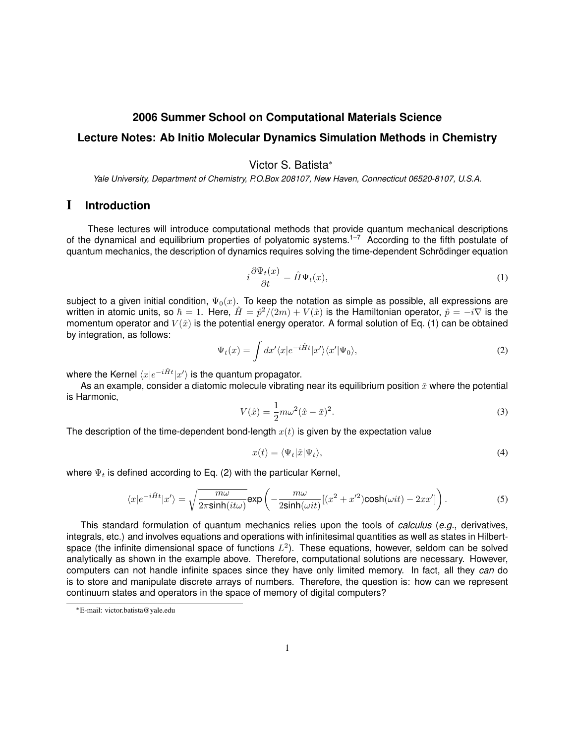# 2006 Summer School on Computational Materials Science

# Lecture Notes: Ab Initio Molecular Dynamics Simulation Methods in Chemistry

Victor S. Batista*

*Yale University, Department of Chemistry, P.O.Box 208107, New Haven, Connecticut 06520-8107, U.S.A.*

## I Introduction

These lectures will introduce computational methods that provide quantum mechanical descriptions of the dynamical and equilibrium properties of polyatomic systems.[1–7] According to the fifth postulate of quantum mechanics, the description of dynamics requires solving the time-dependent Schrödinger equation

$$i\frac{\partial \Psi_t(x)}{\partial t} = \hat{H}\Psi_t(x), \tag{1}$$

subject to a given initial condition, $\Psi_0(x)$. To keep the notation as simple as possible, all expressions are written in atomic units, so $\hbar = 1$. Here, $\hat{H} = \hat{p}^2/(2m) + V(\hat{x})$ is the Hamiltonian operator, $\hat{p} = -i\nabla$ is the momentum operator and $V(\hat{x})$ is the potential energy operator. A formal solution of Eq. (1) can be obtained by integration, as follows:

$$\Psi_t(x) = \int dx' \langle x|e^{-i\hat{H}t}|x'\rangle\langle x'|\Psi_0\rangle, \tag{2}$$

where the Kernel $\langle x|e^{-i\hat{H}t}|x'\rangle$ is the quantum propagator.

As an example, consider a diatomic molecule vibrating near its equilibrium position $\bar{x}$ where the potential is Harmonic,

$$V(\hat{x}) = \frac{1}{2}m\omega^2(\hat{x} - \bar{x})^2. \tag{3}$$

The description of the time-dependent bond-length $x(t)$ is given by the expectation value

$$x(t) = \langle\Psi_t|\hat{x}|\Psi_t\rangle, \tag{4}$$

where $\Psi_t$ is defined according to Eq. (2) with the particular Kernel,

$$\langle x|e^{-i\hat{H}t}|x'\rangle = \sqrt{\frac{m\omega}{2\pi \sinh(it\omega)}} \exp\left(-\frac{m\omega}{2\sinh(\omega it)}[(x^2 + x'^2)\cosh(\omega it) - 2xx']\right). \tag{5}$$

This standard formulation of quantum mechanics relies upon the tools of *calculus* (*e.g.*, derivatives, integrals, etc.) and involves equations and operations with infinitesimal quantities as well as states in Hilbert-space (the infinite dimensional space of functions $L^2$). These equations, however, seldom can be solved analytically as shown in the example above. Therefore, computational solutions are necessary. However, computers can not handle infinite spaces since they have only limited memory. In fact, all they *can* do is to store and manipulate discrete arrays of numbers. Therefore, the question is: how can we represent continuum states and operators in the space of memory of digital computers?

*E-mail: victor.batista@yale.edu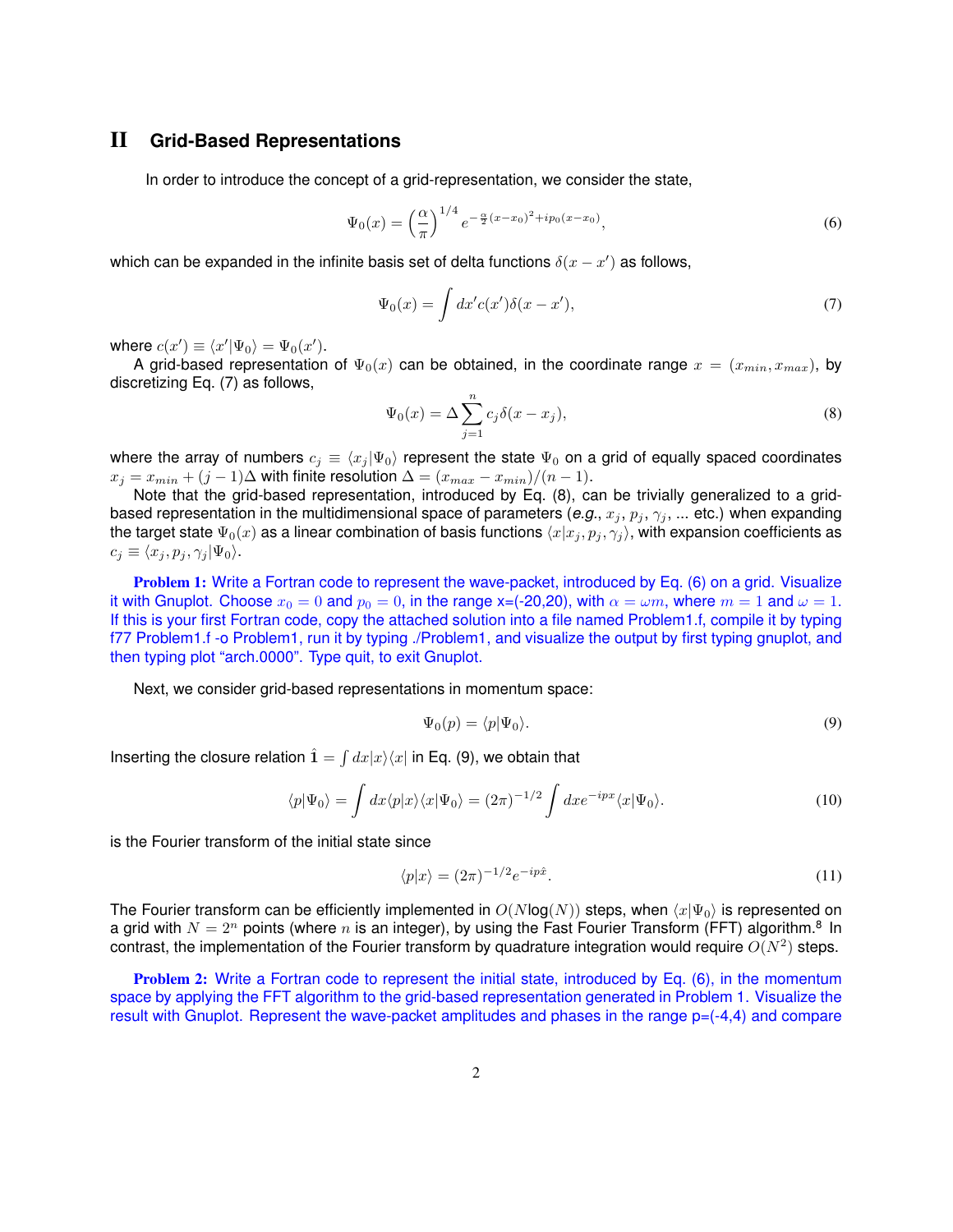## II Grid-Based Representations

In order to introduce the concept of a grid-representation, we consider the state,

$$\Psi_0(x) = \left(\frac{\alpha}{\pi}\right)^{1/4} e^{-\frac{\alpha}{2}(x-x_0)^2 + ip_0(x-x_0)}, \tag{6}$$

which can be expanded in the infinite basis set of delta functions $\delta(x - x')$ as follows,

$$\Psi_0(x) = \int dx' c(x') \delta(x - x'), \tag{7}$$

where $c(x') \equiv \langle x'|\Psi_0\rangle = \Psi_0(x')$.

A grid-based representation of $\Psi_0(x)$ can be obtained, in the coordinate range $x = (x_{min}, x_{max})$, by discretizing Eq. (7) as follows,

$$\Psi_0(x) = \Delta \sum_{j=1}^{n} c_j \delta(x - x_j), \tag{8}$$

where the array of numbers $c_j \equiv \langle x_j|\Psi_0\rangle$ represent the state $\Psi_0$ on a grid of equally spaced coordinates $x_j = x_{min} + (j-1)\Delta$ with finite resolution $\Delta = (x_{max} - x_{min})/(n-1)$.

Note that the grid-based representation, introduced by Eq. (8), can be trivially generalized to a grid-based representation in the multidimensional space of parameters (*e.g.*, $x_j$, $p_j$, $\gamma_j$, ... etc.) when expanding the target state $\Psi_0(x)$ as a linear combination of basis functions $\langle x|x_j, p_j, \gamma_j\rangle$, with expansion coefficients as $c_j \equiv \langle x_j, p_j, \gamma_j|\Psi_0\rangle$.

**Problem 1:** Write a Fortran code to represent the wave-packet, introduced by Eq. (6) on a grid. Visualize it with Gnuplot. Choose $x_0 = 0$ and $p_0 = 0$, in the range x=(-20,20), with $\alpha = \omega m$, where $m = 1$ and $\omega = 1$. If this is your first Fortran code, copy the attached solution into a file named Problem1.f, compile it by typing f77 Problem1.f -o Problem1, run it by typing ./Problem1, and visualize the output by first typing gnuplot, and then typing plot "arch.0000". Type quit, to exit Gnuplot.

Next, we consider grid-based representations in momentum space:

$$\Psi_0(p) = \langle p|\Psi_0\rangle. \tag{9}$$

Inserting the closure relation $\hat{\mathbf{1}} = \int dx|x\rangle\langle x|$ in Eq. (9), we obtain that

$$\langle p|\Psi_0\rangle = \int dx \langle p|x\rangle\langle x|\Psi_0\rangle = (2\pi)^{-1/2} \int dx e^{-ipx} \langle x|\Psi_0\rangle. \tag{10}$$

is the Fourier transform of the initial state since

$$\langle p|x\rangle = (2\pi)^{-1/2} e^{-ip\hat{x}}. \tag{11}$$

The Fourier transform can be efficiently implemented in $O(N\log(N))$ steps, when $\langle x|\Psi_0\rangle$ is represented on a grid with $N = 2^n$ points (where $n$ is an integer), by using the Fast Fourier Transform (FFT) algorithm.[8] In contrast, the implementation of the Fourier transform by quadrature integration would require $O(N^2)$ steps.

**Problem 2:** Write a Fortran code to represent the initial state, introduced by Eq. (6), in the momentum space by applying the FFT algorithm to the grid-based representation generated in Problem 1. Visualize the result with Gnuplot. Represent the wave-packet amplitudes and phases in the range p=(-4,4) and compare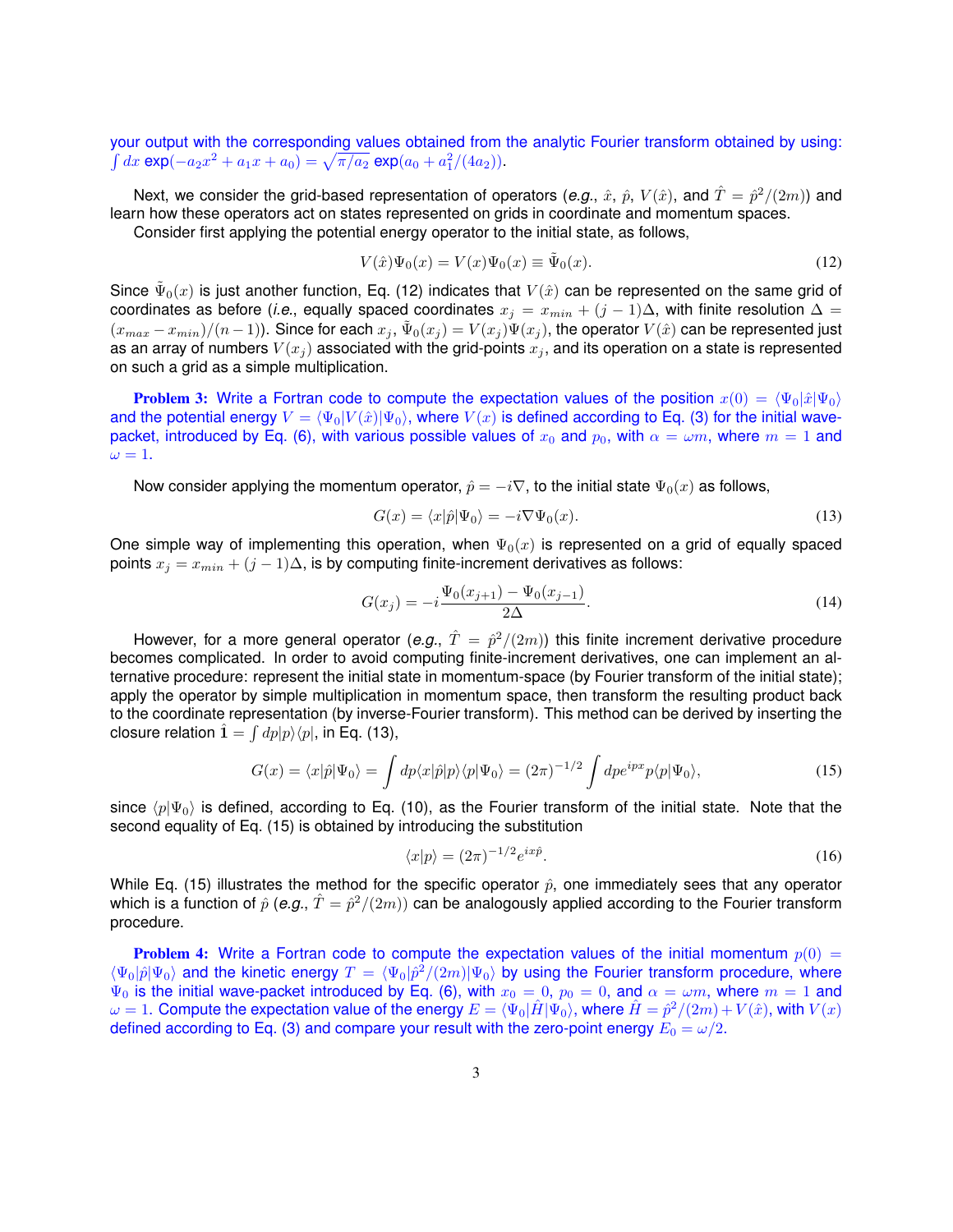your output with the corresponding values obtained from the analytic Fourier transform obtained by using: $\int dx \, \exp(-a_2 x^2 + a_1 x + a_0) = \sqrt{\pi/a_2} \, \exp(a_0 + a_1^2/(4a_2))$.

Next, we consider the grid-based representation of operators (*e.g.*, $\hat{x}$, $\hat{p}$, $V(\hat{x})$, and $\hat{T} = \hat{p}^2/(2m)$) and learn how these operators act on states represented on grids in coordinate and momentum spaces.

Consider first applying the potential energy operator to the initial state, as follows,

$$V(\hat{x})\Psi_0(x) = V(x)\Psi_0(x) \equiv \tilde{\Psi}_0(x). \tag{12}$$

Since $\tilde{\Psi}_0(x)$ is just another function, Eq. (12) indicates that $V(\hat{x})$ can be represented on the same grid of coordinates as before (*i.e.*, equally spaced coordinates $x_j = x_{min} + (j-1)\Delta$, with finite resolution $\Delta = (x_{max} - x_{min})/(n-1)$). Since for each $x_j$, $\tilde{\Psi}_0(x_j) = V(x_j)\Psi(x_j)$, the operator $V(\hat{x})$ can be represented just as an array of numbers $V(x_j)$ associated with the grid-points $x_j$, and its operation on a state is represented on such a grid as a simple multiplication.

**Problem 3:** Write a Fortran code to compute the expectation values of the position $x(0) = \langle\Psi_0|\hat{x}|\Psi_0\rangle$ and the potential energy $V = \langle\Psi_0|V(\hat{x})|\Psi_0\rangle$, where $V(x)$ is defined according to Eq. (3) for the initial wave-packet, introduced by Eq. (6), with various possible values of $x_0$ and $p_0$, with $\alpha = \omega m$, where $m = 1$ and $\omega = 1$.

Now consider applying the momentum operator, $\hat{p} = -i\nabla$, to the initial state $\Psi_0(x)$ as follows,

$$G(x) = \langle x|\hat{p}|\Psi_0\rangle = -i\nabla\Psi_0(x). \tag{13}$$

One simple way of implementing this operation, when $\Psi_0(x)$ is represented on a grid of equally spaced points $x_j = x_{min} + (j-1)\Delta$, is by computing finite-increment derivatives as follows:

$$G(x_j) = -i\frac{\Psi_0(x_{j+1}) - \Psi_0(x_{j-1})}{2\Delta}. \tag{14}$$

However, for a more general operator (*e.g.*, $\hat{T} = \hat{p}^2/(2m)$) this finite increment derivative procedure becomes complicated. In order to avoid computing finite-increment derivatives, one can implement an alternative procedure: represent the initial state in momentum-space (by Fourier transform of the initial state); apply the operator by simple multiplication in momentum space, then transform the resulting product back to the coordinate representation (by inverse-Fourier transform). This method can be derived by inserting the closure relation $\hat{1} = \int dp|p\rangle\langle p|$, in Eq. (13),

$$G(x) = \langle x|\hat{p}|\Psi_0\rangle = \int dp \langle x|\hat{p}|p\rangle\langle p|\Psi_0\rangle = (2\pi)^{-1/2}\int dp e^{ipx} p\langle p|\Psi_0\rangle, \tag{15}$$

since $\langle p|\Psi_0\rangle$ is defined, according to Eq. (10), as the Fourier transform of the initial state. Note that the second equality of Eq. (15) is obtained by introducing the substitution

$$\langle x|p\rangle = (2\pi)^{-1/2}e^{ix\hat{p}}. \tag{16}$$

While Eq. (15) illustrates the method for the specific operator $\hat{p}$, one immediately sees that any operator which is a function of $\hat{p}$ (*e.g.*, $\hat{T} = \hat{p}^2/(2m)$) can be analogously applied according to the Fourier transform procedure.

**Problem 4:** Write a Fortran code to compute the expectation values of the initial momentum $p(0) = \langle\Psi_0|\hat{p}|\Psi_0\rangle$ and the kinetic energy $T = \langle\Psi_0|\hat{p}^2/(2m)|\Psi_0\rangle$ by using the Fourier transform procedure, where $\Psi_0$ is the initial wave-packet introduced by Eq. (6), with $x_0 = 0$, $p_0 = 0$, and $\alpha = \omega m$, where $m = 1$ and $\omega = 1$. Compute the expectation value of the energy $E = \langle\Psi_0|\hat{H}|\Psi_0\rangle$, where $\hat{H} = \hat{p}^2/(2m) + V(\hat{x})$, with $V(x)$ defined according to Eq. (3) and compare your result with the zero-point energy $E_0 = \omega/2$.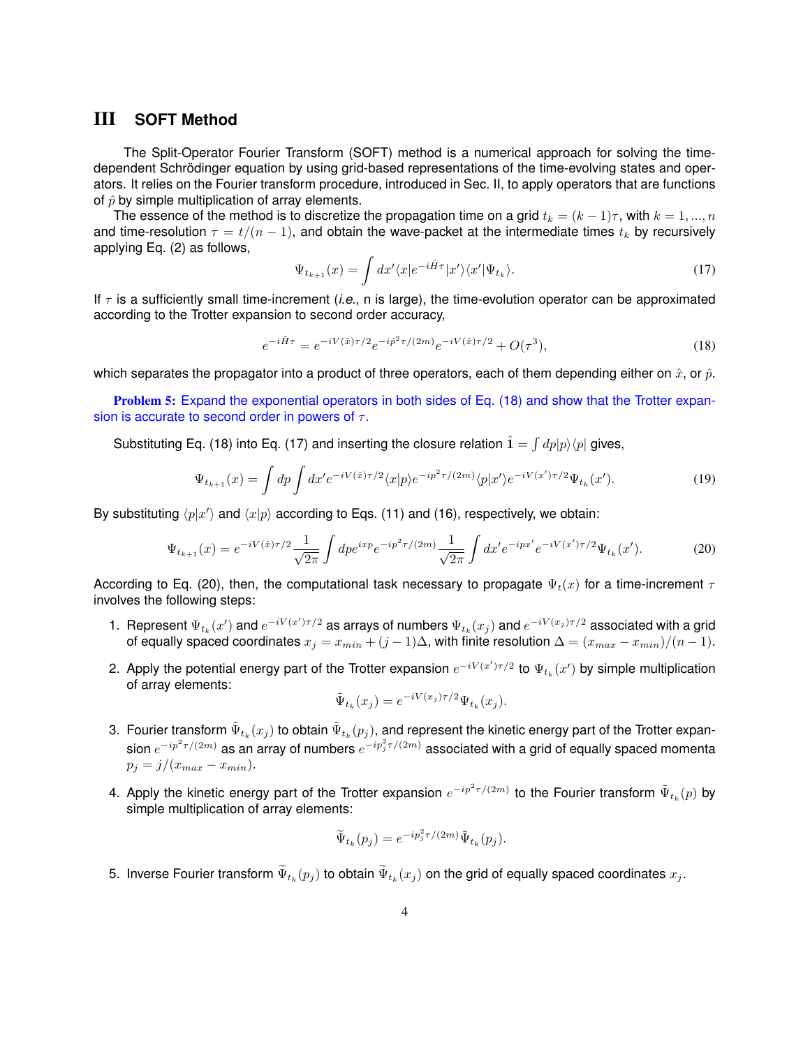# III SOFT Method

The Split-Operator Fourier Transform (SOFT) method is a numerical approach for solving the time-dependent Schrödinger equation by using grid-based representations of the time-evolving states and operators. It relies on the Fourier transform procedure, introduced in Sec. II, to apply operators that are functions of $\hat{p}$ by simple multiplication of array elements.

The essence of the method is to discretize the propagation time on a grid $t_k = (k-1)\tau$, with $k = 1, ..., n$ and time-resolution $\tau = t/(n-1)$, and obtain the wave-packet at the intermediate times $t_k$ by recursively applying Eq. (2) as follows,

$$\Psi_{t_{k+1}}(x) = \int dx' \langle x|e^{-i\hat{H}\tau}|x'\rangle\langle x'|\Psi_{t_k}\rangle. \tag{17}$$

If $\tau$ is a sufficiently small time-increment (*i.e.*, n is large), the time-evolution operator can be approximated according to the Trotter expansion to second order accuracy,

$$e^{-i\hat{H}\tau} = e^{-iV(\hat{x})\tau/2}e^{-i\hat{p}^2\tau/(2m)}e^{-iV(\hat{x})\tau/2} + O(\tau^3), \tag{18}$$

which separates the propagator into a product of three operators, each of them depending either on $\hat{x}$, or $\hat{p}$.

**Problem 5:** Expand the exponential operators in both sides of Eq. (18) and show that the Trotter expansion is accurate to second order in powers of $\tau$.

Substituting Eq. (18) into Eq. (17) and inserting the closure relation $\hat{1} = \int dp|p\rangle\langle p|$ gives,

$$\Psi_{t_{k+1}}(x) = \int dp \int dx' e^{-iV(\hat{x})\tau/2}\langle x|p\rangle e^{-ip^2\tau/(2m)}\langle p|x'\rangle e^{-iV(x')\tau/2}\Psi_{t_k}(x'). \tag{19}$$

By substituting $\langle p|x'\rangle$ and $\langle x|p\rangle$ according to Eqs. (11) and (16), respectively, we obtain:

$$\Psi_{t_{k+1}}(x) = e^{-iV(\hat{x})\tau/2}\frac{1}{\sqrt{2\pi}}\int dp e^{ixp}e^{-ip^2\tau/(2m)}\frac{1}{\sqrt{2\pi}}\int dx' e^{-ipx'}e^{-iV(x')\tau/2}\Psi_{t_k}(x'). \tag{20}$$

According to Eq. (20), then, the computational task necessary to propagate $\Psi_t(x)$ for a time-increment $\tau$ involves the following steps:

1. Represent $\Psi_{t_k}(x')$ and $e^{-iV(x')\tau/2}$ as arrays of numbers $\Psi_{t_k}(x_j)$ and $e^{-iV(x_j)\tau/2}$ associated with a grid of equally spaced coordinates $x_j = x_{min} + (j-1)\Delta$, with finite resolution $\Delta = (x_{max} - x_{min})/(n-1)$.

2. Apply the potential energy part of the Trotter expansion $e^{-iV(x')\tau/2}$ to $\Psi_{t_k}(x')$ by simple multiplication of array elements:
$$\tilde{\Psi}_{t_k}(x_j) = e^{-iV(x_j)\tau/2}\Psi_{t_k}(x_j).$$

3. Fourier transform $\tilde{\Psi}_{t_k}(x_j)$ to obtain $\tilde{\Psi}_{t_k}(p_j)$, and represent the kinetic energy part of the Trotter expansion $e^{-ip^2\tau/(2m)}$ as an array of numbers $e^{-ip_j^2\tau/(2m)}$ associated with a grid of equally spaced momenta $p_j = j/(x_{max} - x_{min})$.

4. Apply the kinetic energy part of the Trotter expansion $e^{-ip^2\tau/(2m)}$ to the Fourier transform $\tilde{\Psi}_{t_k}(p)$ by simple multiplication of array elements:
$$\widetilde{\Psi}_{t_k}(p_j) = e^{-ip_j^2\tau/(2m)}\tilde{\Psi}_{t_k}(p_j).$$

5. Inverse Fourier transform $\widetilde{\Psi}_{t_k}(p_j)$ to obtain $\widetilde{\Psi}_{t_k}(x_j)$ on the grid of equally spaced coordinates $x_j$.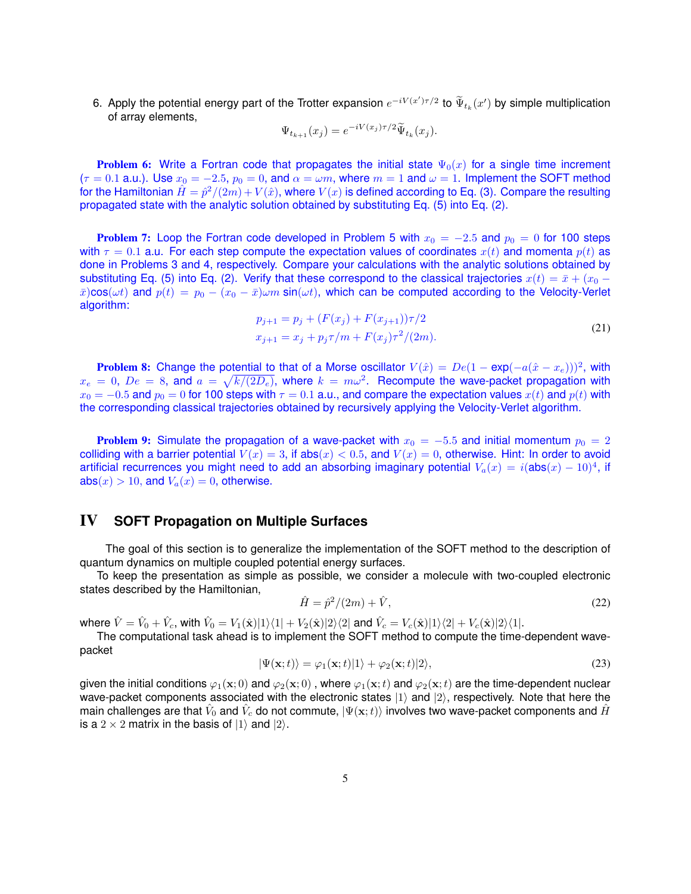6. Apply the potential energy part of the Trotter expansion $e^{-iV(x')\tau/2}$ to $\widetilde{\Psi}_{t_k}(x')$ by simple multiplication of array elements,

$$\Psi_{t_{k+1}}(x_j) = e^{-iV(x_j)\tau/2}\widetilde{\Psi}_{t_k}(x_j).$$

**Problem 6:** Write a Fortran code that propagates the initial state $\Psi_0(x)$ for a single time increment ($\tau = 0.1$ a.u.). Use $x_0 = -2.5$, $p_0 = 0$, and $\alpha = \omega m$, where $m = 1$ and $\omega = 1$. Implement the SOFT method for the Hamiltonian $\hat{H} = \hat{p}^2/(2m) + V(\hat{x})$, where $V(x)$ is defined according to Eq. (3). Compare the resulting propagated state with the analytic solution obtained by substituting Eq. (5) into Eq. (2).

**Problem 7:** Loop the Fortran code developed in Problem 5 with $x_0 = -2.5$ and $p_0 = 0$ for 100 steps with $\tau = 0.1$ a.u. For each step compute the expectation values of coordinates $x(t)$ and momenta $p(t)$ as done in Problems 3 and 4, respectively. Compare your calculations with the analytic solutions obtained by substituting Eq. (5) into Eq. (2). Verify that these correspond to the classical trajectories $x(t) = \bar{x} + (x_0 - \bar{x})\cos(\omega t)$ and $p(t) = p_0 - (x_0 - \bar{x})\omega m \sin(\omega t)$, which can be computed according to the Velocity-Verlet algorithm:

$$
\begin{aligned}
p_{j+1} &= p_j + (F(x_j) + F(x_{j+1}))\tau/2 \\
x_{j+1} &= x_j + p_j\tau/m + F(x_j)\tau^2/(2m).
\end{aligned}
\tag{21}
$$

**Problem 8:** Change the potential to that of a Morse oscillator $V(\hat{x}) = De(1 - \exp(-a(\hat{x} - x_e)))^2$, with $x_e = 0$, $De = 8$, and $a = \sqrt{k/(2D_e)}$, where $k = m\omega^2$. Recompute the wave-packet propagation with $x_0 = -0.5$ and $p_0 = 0$ for 100 steps with $\tau = 0.1$ a.u., and compare the expectation values $x(t)$ and $p(t)$ with the corresponding classical trajectories obtained by recursively applying the Velocity-Verlet algorithm.

**Problem 9:** Simulate the propagation of a wave-packet with $x_0 = -5.5$ and initial momentum $p_0 = 2$ colliding with a barrier potential $V(x) = 3$, if abs$(x) < 0.5$, and $V(x) = 0$, otherwise. Hint: In order to avoid artificial recurrences you might need to add an absorbing imaginary potential $V_a(x) = i(\text{abs}(x) - 10)^4$, if abs$(x) > 10$, and $V_a(x) = 0$, otherwise.

# IV SOFT Propagation on Multiple Surfaces

The goal of this section is to generalize the implementation of the SOFT method to the description of quantum dynamics on multiple coupled potential energy surfaces.

To keep the presentation as simple as possible, we consider a molecule with two-coupled electronic states described by the Hamiltonian,

$$\hat{H} = \hat{p}^2/(2m) + \hat{V}, \tag{22}$$

where $\hat{V} = \hat{V}_0 + \hat{V}_c$, with $\hat{V}_0 = V_1(\hat{\mathbf{x}})|1\rangle\langle 1| + V_2(\hat{\mathbf{x}})|2\rangle\langle 2|$ and $\hat{V}_c = V_c(\hat{\mathbf{x}})|1\rangle\langle 2| + V_c(\hat{\mathbf{x}})|2\rangle\langle 1|$.

The computational task ahead is to implement the SOFT method to compute the time-dependent wave-packet

$$|\Psi(\mathbf{x};t)\rangle = \varphi_1(\mathbf{x};t)|1\rangle + \varphi_2(\mathbf{x};t)|2\rangle, \tag{23}$$

given the initial conditions $\varphi_1(\mathbf{x};0)$ and $\varphi_2(\mathbf{x};0)$ , where $\varphi_1(\mathbf{x};t)$ and $\varphi_2(\mathbf{x};t)$ are the time-dependent nuclear wave-packet components associated with the electronic states $|1\rangle$ and $|2\rangle$, respectively. Note that here the main challenges are that $\hat{V}_0$ and $\hat{V}_c$ do not commute, $|\Psi(\mathbf{x};t)\rangle$ involves two wave-packet components and $\hat{H}$ is a $2 \times 2$ matrix in the basis of $|1\rangle$ and $|2\rangle$.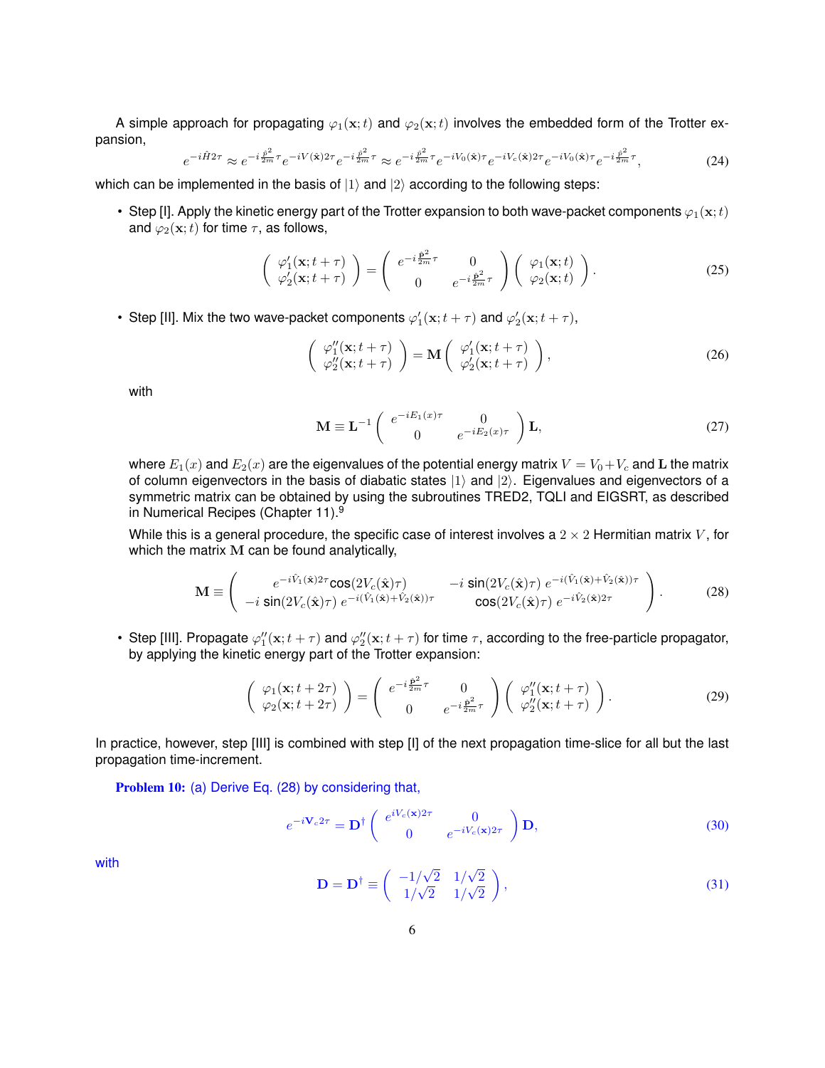A simple approach for propagating $\varphi_1(\mathbf{x};t)$ and $\varphi_2(\mathbf{x};t)$ involves the embedded form of the Trotter expansion,

$$e^{-i\hat{H}2\tau} \approx e^{-i\frac{\hat{\mathbf{p}}^2}{2m}\tau} e^{-iV(\hat{\mathbf{x}})2\tau} e^{-i\frac{\hat{\mathbf{p}}^2}{2m}\tau} \approx e^{-i\frac{\hat{\mathbf{p}}^2}{2m}\tau} e^{-iV_0(\hat{\mathbf{x}})\tau} e^{-iV_c(\hat{\mathbf{x}})2\tau} e^{-iV_0(\hat{\mathbf{x}})\tau} e^{-i\frac{\hat{\mathbf{p}}^2}{2m}\tau}, \tag{24}$$

which can be implemented in the basis of $|1\rangle$ and $|2\rangle$ according to the following steps:

- Step [I]. Apply the kinetic energy part of the Trotter expansion to both wave-packet components $\varphi_1(\mathbf{x};t)$ and $\varphi_2(\mathbf{x};t)$ for time $\tau$, as follows,

$$\begin{pmatrix} \varphi_1'(\mathbf{x};t+\tau) \\ \varphi_2'(\mathbf{x};t+\tau) \end{pmatrix} = \begin{pmatrix} e^{-i\frac{\hat{\mathbf{p}}^2}{2m}\tau} & 0 \\ 0 & e^{-i\frac{\hat{\mathbf{p}}^2}{2m}\tau} \end{pmatrix} \begin{pmatrix} \varphi_1(\mathbf{x};t) \\ \varphi_2(\mathbf{x};t) \end{pmatrix}. \tag{25}$$

- Step [II]. Mix the two wave-packet components $\varphi_1'(\mathbf{x};t+\tau)$ and $\varphi_2'(\mathbf{x};t+\tau)$,

$$\begin{pmatrix} \varphi_1''(\mathbf{x};t+\tau) \\ \varphi_2''(\mathbf{x};t+\tau) \end{pmatrix} = \mathbf{M} \begin{pmatrix} \varphi_1'(\mathbf{x};t+\tau) \\ \varphi_2'(\mathbf{x};t+\tau) \end{pmatrix}, \tag{26}$$

  with

$$\mathbf{M} \equiv \mathbf{L}^{-1} \begin{pmatrix} e^{-iE_1(x)\tau} & 0 \\ 0 & e^{-iE_2(x)\tau} \end{pmatrix} \mathbf{L}, \tag{27}$$

  where $E_1(x)$ and $E_2(x)$ are the eigenvalues of the potential energy matrix $V = V_0 + V_c$ and $\mathbf{L}$ the matrix of column eigenvectors in the basis of diabatic states $|1\rangle$ and $|2\rangle$. Eigenvalues and eigenvectors of a symmetric matrix can be obtained by using the subroutines TRED2, TQLI and EIGSRT, as described in Numerical Recipes (Chapter 11).[9]

  While this is a general procedure, the specific case of interest involves a $2\times 2$ Hermitian matrix $V$, for which the matrix $\mathbf{M}$ can be found analytically,

$$\mathbf{M} \equiv \begin{pmatrix} e^{-i\hat{V}_1(\hat{\mathbf{x}})2\tau}\cos(2V_c(\hat{\mathbf{x}})\tau) & -i\,\sin(2V_c(\hat{\mathbf{x}})\tau)\; e^{-i(\hat{V}_1(\hat{\mathbf{x}})+\hat{V}_2(\hat{\mathbf{x}}))\tau} \\ -i\,\sin(2V_c(\hat{\mathbf{x}})\tau)\; e^{-i(\hat{V}_1(\hat{\mathbf{x}})+\hat{V}_2(\hat{\mathbf{x}}))\tau} & \cos(2V_c(\hat{\mathbf{x}})\tau)\; e^{-i\hat{V}_2(\hat{\mathbf{x}})2\tau} \end{pmatrix}. \tag{28}$$

- Step [III]. Propagate $\varphi_1''(\mathbf{x};t+\tau)$ and $\varphi_2''(\mathbf{x};t+\tau)$ for time $\tau$, according to the free-particle propagator, by applying the kinetic energy part of the Trotter expansion:

$$\begin{pmatrix} \varphi_1(\mathbf{x};t+2\tau) \\ \varphi_2(\mathbf{x};t+2\tau) \end{pmatrix} = \begin{pmatrix} e^{-i\frac{\hat{\mathbf{p}}^2}{2m}\tau} & 0 \\ 0 & e^{-i\frac{\hat{\mathbf{p}}^2}{2m}\tau} \end{pmatrix} \begin{pmatrix} \varphi_1''(\mathbf{x};t+\tau) \\ \varphi_2''(\mathbf{x};t+\tau) \end{pmatrix}. \tag{29}$$

In practice, however, step [III] is combined with step [I] of the next propagation time-slice for all but the last propagation time-increment.

**Problem 10:** (a) Derive Eq. (28) by considering that,

$$e^{-i\mathbf{V}_c 2\tau} = \mathbf{D}^\dagger \begin{pmatrix} e^{iV_c(\mathbf{x})2\tau} & 0 \\ 0 & e^{-iV_c(\mathbf{x})2\tau} \end{pmatrix} \mathbf{D}, \tag{30}$$

with

$$\mathbf{D} = \mathbf{D}^\dagger \equiv \begin{pmatrix} -1/\sqrt{2} & 1/\sqrt{2} \\ 1/\sqrt{2} & 1/\sqrt{2} \end{pmatrix}, \tag{31}$$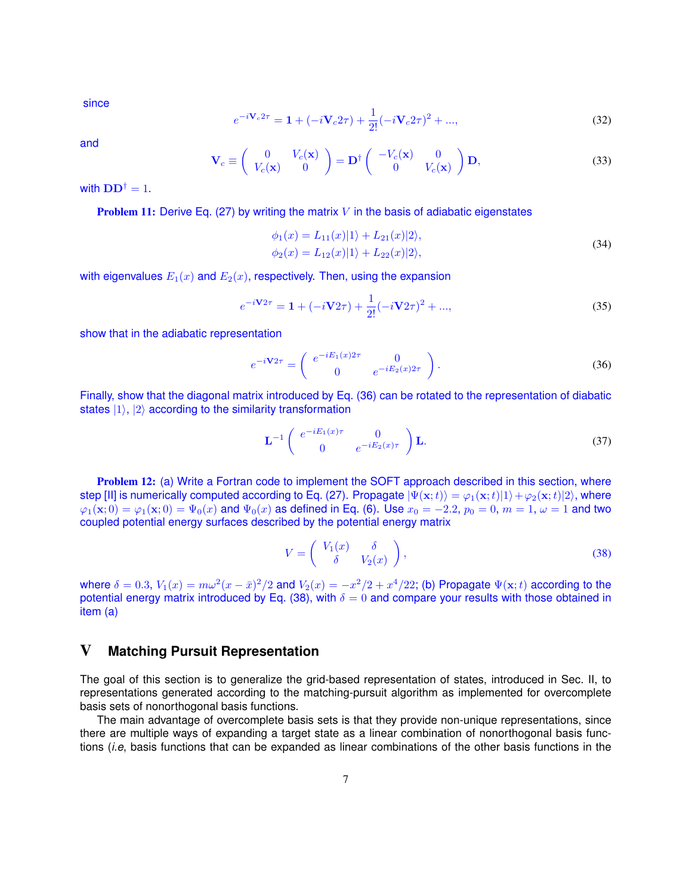since

$$e^{-i\mathbf{V}_c 2\tau} = \mathbf{1} + (-i\mathbf{V}_c 2\tau) + \frac{1}{2!}(-i\mathbf{V}_c 2\tau)^2 + ..., \tag{32}$$

and

$$\mathbf{V}_c \equiv \begin{pmatrix} 0 & V_c(\mathbf{x}) \\ V_c(\mathbf{x}) & 0 \end{pmatrix} = \mathbf{D}^\dagger \begin{pmatrix} -V_c(\mathbf{x}) & 0 \\ 0 & V_c(\mathbf{x}) \end{pmatrix} \mathbf{D}, \tag{33}$$

with $\mathbf{D}\mathbf{D}^\dagger = 1$.

**Problem 11:** Derive Eq. (27) by writing the matrix $V$ in the basis of adiabatic eigenstates

$$\begin{aligned} \phi_1(x) &= L_{11}(x)|1\rangle + L_{21}(x)|2\rangle, \\ \phi_2(x) &= L_{12}(x)|1\rangle + L_{22}(x)|2\rangle, \end{aligned} \tag{34}$$

with eigenvalues $E_1(x)$ and $E_2(x)$, respectively. Then, using the expansion

$$e^{-i\mathbf{V}2\tau} = \mathbf{1} + (-i\mathbf{V}2\tau) + \frac{1}{2!}(-i\mathbf{V}2\tau)^2 + ..., \tag{35}$$

show that in the adiabatic representation

$$e^{-i\mathbf{V}2\tau} = \begin{pmatrix} e^{-iE_1(x)2\tau} & 0 \\ 0 & e^{-iE_2(x)2\tau} \end{pmatrix}. \tag{36}$$

Finally, show that the diagonal matrix introduced by Eq. (36) can be rotated to the representation of diabatic states $|1\rangle$, $|2\rangle$ according to the similarity transformation

$$\mathbf{L}^{-1} \begin{pmatrix} e^{-iE_1(x)\tau} & 0 \\ 0 & e^{-iE_2(x)\tau} \end{pmatrix} \mathbf{L}. \tag{37}$$

**Problem 12:** (a) Write a Fortran code to implement the SOFT approach described in this section, where step [II] is numerically computed according to Eq. (27). Propagate $|\Psi(\mathbf{x};t)\rangle = \varphi_1(\mathbf{x};t)|1\rangle + \varphi_2(\mathbf{x};t)|2\rangle$, where $\varphi_1(\mathbf{x};0) = \varphi_1(\mathbf{x};0) = \Psi_0(x)$ and $\Psi_0(x)$ as defined in Eq. (6). Use $x_0 = -2.2$, $p_0 = 0$, $m = 1$, $\omega = 1$ and two coupled potential energy surfaces described by the potential energy matrix

$$V = \begin{pmatrix} V_1(x) & \delta \\ \delta & V_2(x) \end{pmatrix}, \tag{38}$$

where $\delta = 0.3$, $V_1(x) = m\omega^2(x - \bar{x})^2/2$ and $V_2(x) = -x^2/2 + x^4/22$; (b) Propagate $\Psi(\mathbf{x};t)$ according to the potential energy matrix introduced by Eq. (38), with $\delta = 0$ and compare your results with those obtained in item (a)

# V Matching Pursuit Representation

The goal of this section is to generalize the grid-based representation of states, introduced in Sec. II, to representations generated according to the matching-pursuit algorithm as implemented for overcomplete basis sets of nonorthogonal basis functions.

The main advantage of overcomplete basis sets is that they provide non-unique representations, since there are multiple ways of expanding a target state as a linear combination of nonorthogonal basis functions (*i.e*, basis functions that can be expanded as linear combinations of the other basis functions in the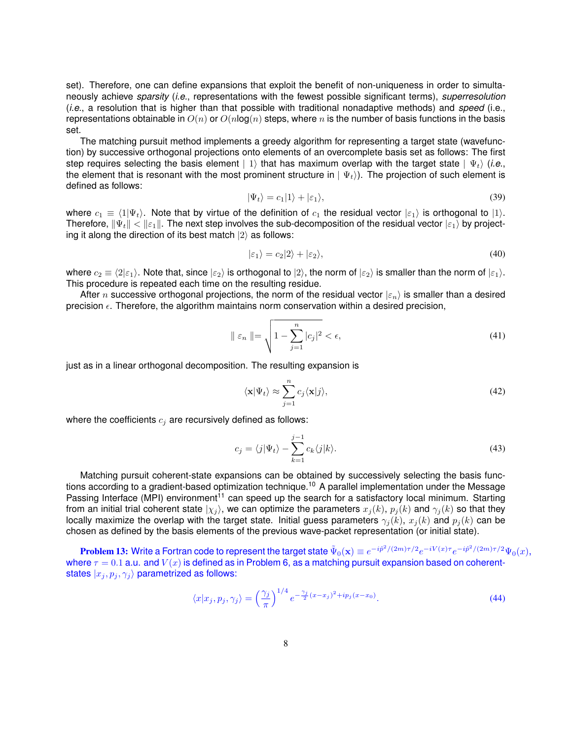set). Therefore, one can define expansions that exploit the benefit of non-uniqueness in order to simultaneously achieve *sparsity* (*i.e.*, representations with the fewest possible significant terms), *superresolution* (*i.e.*, a resolution that is higher than that possible with traditional nonadaptive methods) and *speed* (i.e., representations obtainable in $O(n)$ or $O(n\log(n))$ steps, where $n$ is the number of basis functions in the basis set.

The matching pursuit method implements a greedy algorithm for representing a target state (wavefunction) by successive orthogonal projections onto elements of an overcomplete basis set as follows: The first step requires selecting the basis element $\mid 1\rangle$ that has maximum overlap with the target state $\mid \Psi_t\rangle$ (*i.e.*, the element that is resonant with the most prominent structure in $\mid \Psi_t\rangle$). The projection of such element is defined as follows:

$$|\Psi_t\rangle = c_1|1\rangle + |\varepsilon_1\rangle, \tag{39}$$

where $c_1 \equiv \langle 1|\Psi_t\rangle$. Note that by virtue of the definition of $c_1$ the residual vector $|\varepsilon_1\rangle$ is orthogonal to $|1\rangle$. Therefore, $\|\Psi_t\| < \|\varepsilon_1\|$. The next step involves the sub-decomposition of the residual vector $|\varepsilon_1\rangle$ by projecting it along the direction of its best match $|2\rangle$ as follows:

$$|\varepsilon_1\rangle = c_2|2\rangle + |\varepsilon_2\rangle, \tag{40}$$

where $c_2 \equiv \langle 2|\varepsilon_1\rangle$. Note that, since $|\varepsilon_2\rangle$ is orthogonal to $|2\rangle$, the norm of $|\varepsilon_2\rangle$ is smaller than the norm of $|\varepsilon_1\rangle$. This procedure is repeated each time on the resulting residue.

After $n$ successive orthogonal projections, the norm of the residual vector $|\varepsilon_n\rangle$ is smaller than a desired precision $\epsilon$. Therefore, the algorithm maintains norm conservation within a desired precision,

$$\| \varepsilon_n \| = \sqrt{1 - \sum_{j=1}^{n} |c_j|^2} < \epsilon, \tag{41}$$

just as in a linear orthogonal decomposition. The resulting expansion is

$$\langle \mathbf{x}|\Psi_t\rangle \approx \sum_{j=1}^{n} c_j \langle \mathbf{x}|j\rangle, \tag{42}$$

where the coefficients $c_j$ are recursively defined as follows:

$$c_j = \langle j|\Psi_t\rangle - \sum_{k=1}^{j-1} c_k \langle j|k\rangle. \tag{43}$$

Matching pursuit coherent-state expansions can be obtained by successively selecting the basis functions according to a gradient-based optimization technique.[10] A parallel implementation under the Message Passing Interface (MPI) environment[11] can speed up the search for a satisfactory local minimum. Starting from an initial trial coherent state $|\chi_j\rangle$, we can optimize the parameters $x_j(k)$, $p_j(k)$ and $\gamma_j(k)$ so that they locally maximize the overlap with the target state. Initial guess parameters $\gamma_j(k)$, $x_j(k)$ and $p_j(k)$ can be chosen as defined by the basis elements of the previous wave-packet representation (or initial state).

**Problem 13:** Write a Fortran code to represent the target state $\tilde{\Psi}_0(\mathbf{x}) \equiv e^{-i\hat{p}^2/(2m)\tau/2} e^{-iV(x)\tau} e^{-i\hat{p}^2/(2m)\tau/2} \Psi_0(x)$, where $\tau = 0.1$ a.u. and $V(x)$ is defined as in Problem 6, as a matching pursuit expansion based on coherent-states $|x_j, p_j, \gamma_j\rangle$ parametrized as follows:

$$\langle x|x_j, p_j, \gamma_j\rangle = \left(\frac{\gamma_j}{\pi}\right)^{1/4} e^{-\frac{\gamma_j}{2}(x-x_j)^2 + ip_j(x-x_0)}. \tag{44}$$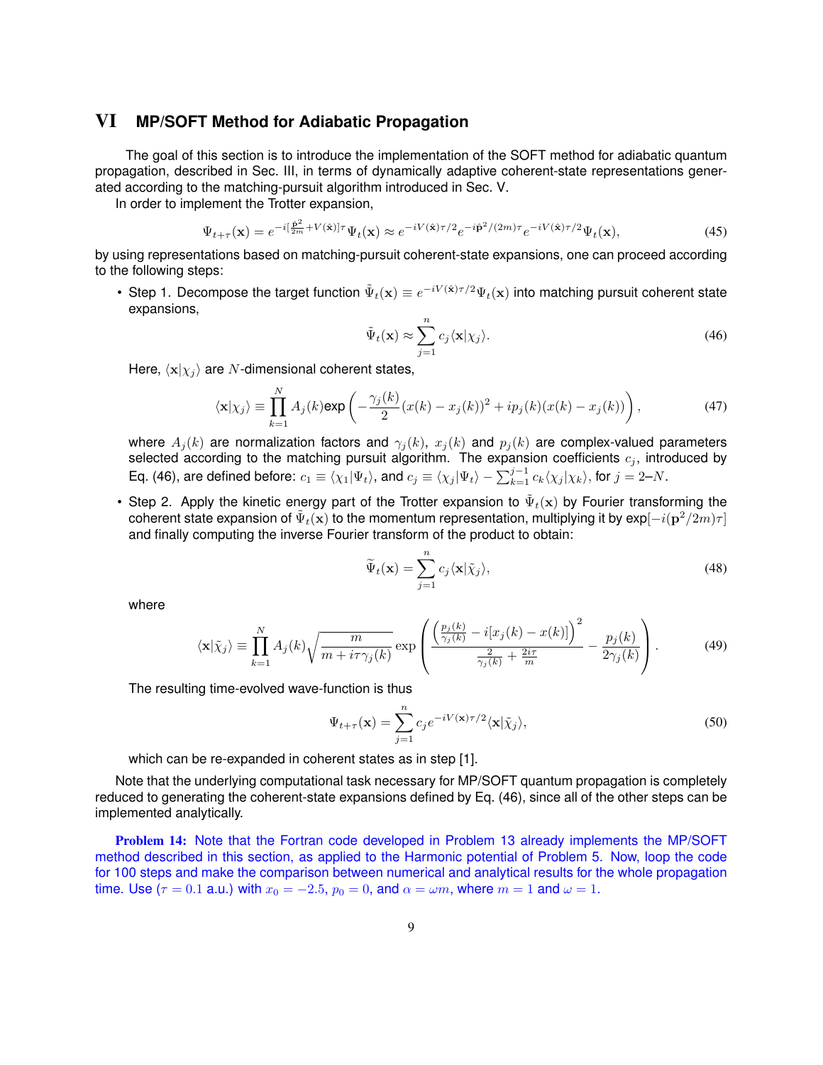# VI MP/SOFT Method for Adiabatic Propagation

The goal of this section is to introduce the implementation of the SOFT method for adiabatic quantum propagation, described in Sec. III, in terms of dynamically adaptive coherent-state representations generated according to the matching-pursuit algorithm introduced in Sec. V.

In order to implement the Trotter expansion,

$$\Psi_{t+\tau}(\mathbf{x}) = e^{-i[\frac{\hat{\mathbf{p}}^2}{2m}+V(\hat{\mathbf{x}})]\tau}\Psi_t(\mathbf{x}) \approx e^{-iV(\hat{\mathbf{x}})\tau/2}e^{-i\hat{\mathbf{p}}^2/(2m)\tau}e^{-iV(\hat{\mathbf{x}})\tau/2}\Psi_t(\mathbf{x}), \tag{45}$$

by using representations based on matching-pursuit coherent-state expansions, one can proceed according to the following steps:

- Step 1. Decompose the target function $\tilde{\Psi}_t(\mathbf{x}) \equiv e^{-iV(\hat{\mathbf{x}})\tau/2}\Psi_t(\mathbf{x})$ into matching pursuit coherent state expansions,

$$\tilde{\Psi}_t(\mathbf{x}) \approx \sum_{j=1}^{n} c_j \langle \mathbf{x}|\chi_j\rangle. \tag{46}$$

  Here, $\langle \mathbf{x}|\chi_j\rangle$ are $N$-dimensional coherent states,

$$\langle \mathbf{x}|\chi_j\rangle \equiv \prod_{k=1}^{N} A_j(k)\text{exp}\left(-\frac{\gamma_j(k)}{2}(x(k)-x_j(k))^2 + ip_j(k)(x(k)-x_j(k))\right), \tag{47}$$

  where $A_j(k)$ are normalization factors and $\gamma_j(k)$, $x_j(k)$ and $p_j(k)$ are complex-valued parameters selected according to the matching pursuit algorithm. The expansion coefficients $c_j$, introduced by Eq. (46), are defined before: $c_1 \equiv \langle\chi_1|\Psi_t\rangle$, and $c_j \equiv \langle\chi_j|\Psi_t\rangle - \sum_{k=1}^{j-1} c_k\langle\chi_j|\chi_k\rangle$, for $j = 2$–$N$.

- Step 2. Apply the kinetic energy part of the Trotter expansion to $\tilde{\Psi}_t(\mathbf{x})$ by Fourier transforming the coherent state expansion of $\tilde{\Psi}_t(\mathbf{x})$ to the momentum representation, multiplying it by exp$[-i(\mathbf{p}^2/2m)\tau]$ and finally computing the inverse Fourier transform of the product to obtain:

$$\widetilde{\Psi}_t(\mathbf{x}) = \sum_{j=1}^{n} c_j \langle \mathbf{x}|\tilde{\chi}_j\rangle, \tag{48}$$

  where

$$\langle \mathbf{x}|\tilde{\chi}_j\rangle \equiv \prod_{k=1}^{N} A_j(k)\sqrt{\frac{m}{m+i\tau\gamma_j(k)}}\exp\left(\frac{\left(\frac{p_j(k)}{\gamma_j(k)} - i[x_j(k)-x(k)]\right)^2}{\frac{2}{\gamma_j(k)}+\frac{2i\tau}{m}} - \frac{p_j(k)}{2\gamma_j(k)}\right). \tag{49}$$

  The resulting time-evolved wave-function is thus

$$\Psi_{t+\tau}(\mathbf{x}) = \sum_{j=1}^{n} c_j e^{-iV(\mathbf{x})\tau/2}\langle \mathbf{x}|\tilde{\chi}_j\rangle, \tag{50}$$

  which can be re-expanded in coherent states as in step [1].

Note that the underlying computational task necessary for MP/SOFT quantum propagation is completely reduced to generating the coherent-state expansions defined by Eq. (46), since all of the other steps can be implemented analytically.

**Problem 14:** Note that the Fortran code developed in Problem 13 already implements the MP/SOFT method described in this section, as applied to the Harmonic potential of Problem 5. Now, loop the code for 100 steps and make the comparison between numerical and analytical results for the whole propagation time. Use ($\tau = 0.1$ a.u.) with $x_0 = -2.5$, $p_0 = 0$, and $\alpha = \omega m$, where $m = 1$ and $\omega = 1$.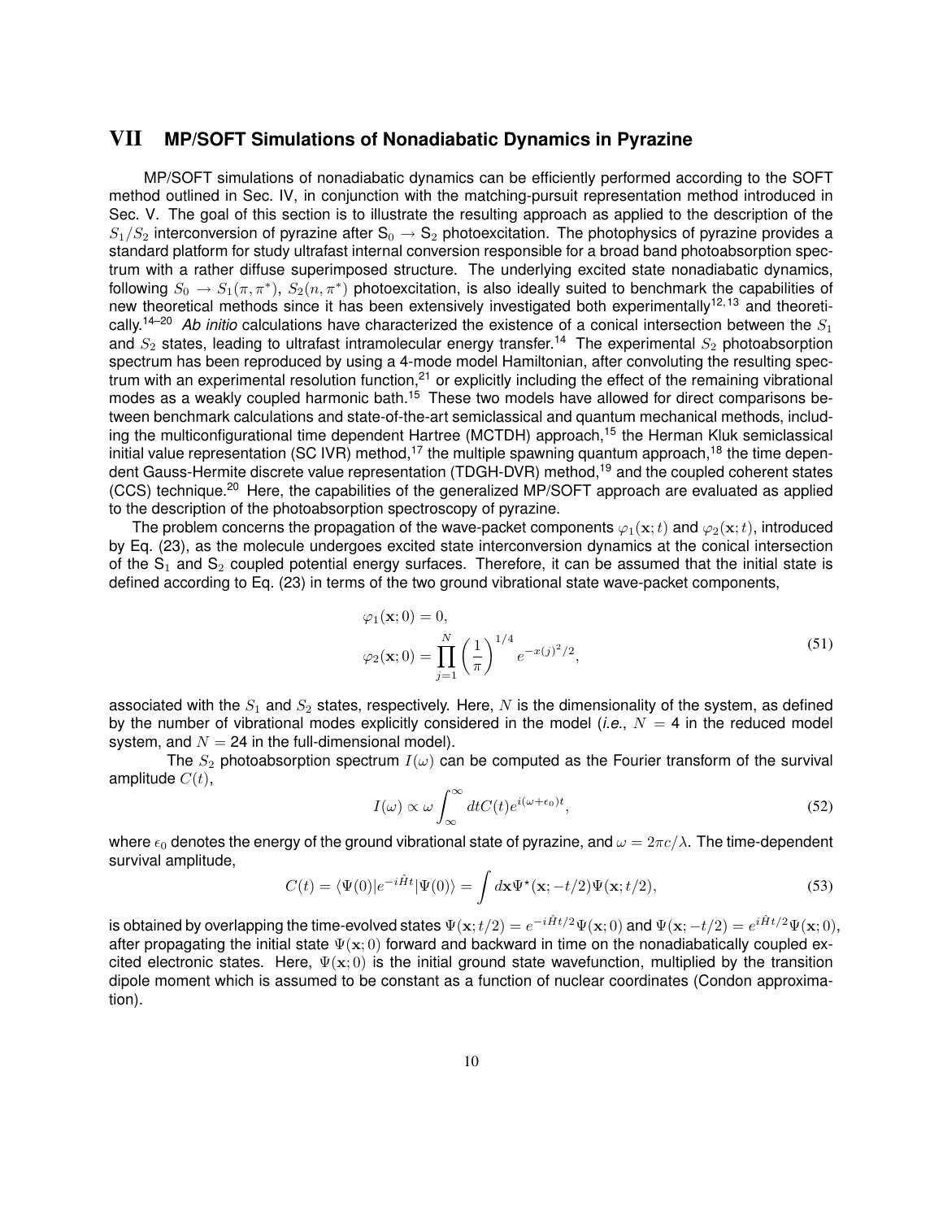## VII MP/SOFT Simulations of Nonadiabatic Dynamics in Pyrazine

MP/SOFT simulations of nonadiabatic dynamics can be efficiently performed according to the SOFT method outlined in Sec. IV, in conjunction with the matching-pursuit representation method introduced in Sec. V. The goal of this section is to illustrate the resulting approach as applied to the description of the $S_1/S_2$ interconversion of pyrazine after $S_0 \rightarrow S_2$ photoexcitation. The photophysics of pyrazine provides a standard platform for study ultrafast internal conversion responsible for a broad band photoabsorption spectrum with a rather diffuse superimposed structure. The underlying excited state nonadiabatic dynamics, following $S_0 \rightarrow S_1(\pi,\pi^*)$, $S_2(n,\pi^*)$ photoexcitation, is also ideally suited to benchmark the capabilities of new theoretical methods since it has been extensively investigated both experimentally[12,13] and theoretically.[14–20] *Ab initio* calculations have characterized the existence of a conical intersection between the $S_1$ and $S_2$ states, leading to ultrafast intramolecular energy transfer.[14] The experimental $S_2$ photoabsorption spectrum has been reproduced by using a 4-mode model Hamiltonian, after convoluting the resulting spectrum with an experimental resolution function,[21] or explicitly including the effect of the remaining vibrational modes as a weakly coupled harmonic bath.[15] These two models have allowed for direct comparisons between benchmark calculations and state-of-the-art semiclassical and quantum mechanical methods, including the multiconfigurational time dependent Hartree (MCTDH) approach,[15] the Herman Kluk semiclassical initial value representation (SC IVR) method,[17] the multiple spawning quantum approach,[18] the time dependent Gauss-Hermite discrete value representation (TDGH-DVR) method,[19] and the coupled coherent states (CCS) technique.[20] Here, the capabilities of the generalized MP/SOFT approach are evaluated as applied to the description of the photoabsorption spectroscopy of pyrazine.

The problem concerns the propagation of the wave-packet components $\varphi_1(\mathbf{x};t)$ and $\varphi_2(\mathbf{x};t)$, introduced by Eq. (23), as the molecule undergoes excited state interconversion dynamics at the conical intersection of the $S_1$ and $S_2$ coupled potential energy surfaces. Therefore, it can be assumed that the initial state is defined according to Eq. (23) in terms of the two ground vibrational state wave-packet components,

$$
\begin{aligned}
\varphi_1(\mathbf{x};0) &= 0, \\
\varphi_2(\mathbf{x};0) &= \prod_{j=1}^{N} \left(\frac{1}{\pi}\right)^{1/4} e^{-x(j)^2/2},
\end{aligned}
\tag{51}
$$

associated with the $S_1$ and $S_2$ states, respectively. Here, $N$ is the dimensionality of the system, as defined by the number of vibrational modes explicitly considered in the model (*i.e.*, $N = 4$ in the reduced model system, and $N = 24$ in the full-dimensional model).

The $S_2$ photoabsorption spectrum $I(\omega)$ can be computed as the Fourier transform of the survival amplitude $C(t)$,

$$
I(\omega) \propto \omega \int_{\infty}^{\infty} dt C(t) e^{i(\omega+\epsilon_0)t},
\tag{52}
$$

where $\epsilon_0$ denotes the energy of the ground vibrational state of pyrazine, and $\omega = 2\pi c/\lambda$. The time-dependent survival amplitude,

$$
C(t) = \langle \Psi(0) | e^{-i\hat{H}t} | \Psi(0) \rangle = \int d\mathbf{x} \Psi^\star(\mathbf{x}; -t/2) \Psi(\mathbf{x}; t/2),
\tag{53}
$$

is obtained by overlapping the time-evolved states $\Psi(\mathbf{x};t/2) = e^{-i\hat{H}t/2}\Psi(\mathbf{x};0)$ and $\Psi(\mathbf{x};-t/2) = e^{i\hat{H}t/2}\Psi(\mathbf{x};0)$, after propagating the initial state $\Psi(\mathbf{x};0)$ forward and backward in time on the nonadiabatically coupled excited electronic states. Here, $\Psi(\mathbf{x};0)$ is the initial ground state wavefunction, multiplied by the transition dipole moment which is assumed to be constant as a function of nuclear coordinates (Condon approximation).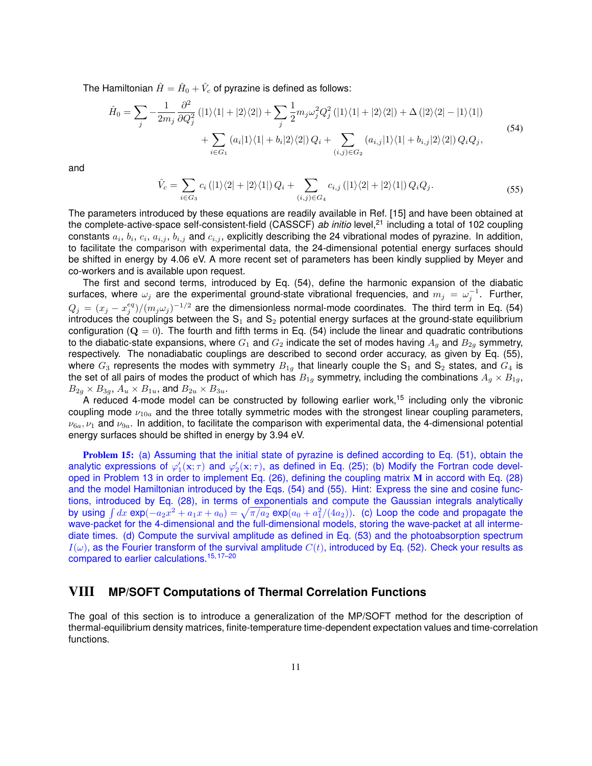The Hamiltonian $\hat{H} = \hat{H}_0 + \hat{V}_c$ of pyrazine is defined as follows:

$$
\begin{aligned}
\hat{H}_0 = \sum_j -\frac{1}{2m_j}\frac{\partial^2}{\partial Q_j^2}\left(|1\rangle\langle 1| + |2\rangle\langle 2|\right) + \sum_j \frac{1}{2} m_j \omega_j^2 Q_j^2 \left(|1\rangle\langle 1| + |2\rangle\langle 2|\right) + \Delta\left(|2\rangle\langle 2| - |1\rangle\langle 1|\right) \\
+ \sum_{i\in G_1}\left(a_i|1\rangle\langle 1| + b_i|2\rangle\langle 2|\right) Q_i + \sum_{(i,j)\in G_2}\left(a_{i,j}|1\rangle\langle 1| + b_{i,j}|2\rangle\langle 2|\right) Q_i Q_j,
\end{aligned}
\tag{54}
$$

and

$$
\hat{V}_c = \sum_{i\in G_3} c_i\left(|1\rangle\langle 2| + |2\rangle\langle 1|\right) Q_i + \sum_{(i,j)\in G_4} c_{i,j}\left(|1\rangle\langle 2| + |2\rangle\langle 1|\right) Q_i Q_j. \tag{55}
$$

The parameters introduced by these equations are readily available in Ref. [15] and have been obtained at the complete-active-space self-consistent-field (CASSCF) *ab initio* level,[21] including a total of 102 coupling constants $a_i$, $b_i$, $c_i$, $a_{i,j}$, $b_{i,j}$ and $c_{i,j}$, explicitly describing the 24 vibrational modes of pyrazine. In addition, to facilitate the comparison with experimental data, the 24-dimensional potential energy surfaces should be shifted in energy by 4.06 eV. A more recent set of parameters has been kindly supplied by Meyer and co-workers and is available upon request.

The first and second terms, introduced by Eq. (54), define the harmonic expansion of the diabatic surfaces, where $\omega_j$ are the experimental ground-state vibrational frequencies, and $m_j = \omega_j^{-1}$. Further, $Q_j = (x_j - x_j^{eq})/(m_j\omega_j)^{-1/2}$ are the dimensionless normal-mode coordinates. The third term in Eq. (54) introduces the couplings between the $S_1$ and $S_2$ potential energy surfaces at the ground-state equilibrium configuration ($\mathbf{Q} = 0$). The fourth and fifth terms in Eq. (54) include the linear and quadratic contributions to the diabatic-state expansions, where $G_1$ and $G_2$ indicate the set of modes having $A_g$ and $B_{2g}$ symmetry, respectively. The nonadiabatic couplings are described to second order accuracy, as given by Eq. (55), where $G_3$ represents the modes with symmetry $B_{1g}$ that linearly couple the $S_1$ and $S_2$ states, and $G_4$ is the set of all pairs of modes the product of which has $B_{1g}$ symmetry, including the combinations $A_g \times B_{1g}$, $B_{2g} \times B_{3g}$, $A_u \times B_{1u}$, and $B_{2u} \times B_{3u}$.

A reduced 4-mode model can be constructed by following earlier work,[15] including only the vibronic coupling mode $\nu_{10a}$ and the three totally symmetric modes with the strongest linear coupling parameters, $\nu_{6a}, \nu_1$ and $\nu_{9a}$. In addition, to facilitate the comparison with experimental data, the 4-dimensional potential energy surfaces should be shifted in energy by 3.94 eV.

**Problem 15:** (a) Assuming that the initial state of pyrazine is defined according to Eq. (51), obtain the analytic expressions of $\varphi_1'(\mathbf{x};\tau)$ and $\varphi_2'(\mathbf{x};\tau)$, as defined in Eq. (25); (b) Modify the Fortran code developed in Problem 13 in order to implement Eq. (26), defining the coupling matrix $\mathbf{M}$ in accord with Eq. (28) and the model Hamiltonian introduced by the Eqs. (54) and (55). Hint: Express the sine and cosine functions, introduced by Eq. (28), in terms of exponentials and compute the Gaussian integrals analytically by using $\int dx\, \exp(-a_2x^2 + a_1x + a_0) = \sqrt{\pi/a_2}\,\exp(a_0 + a_1^2/(4a_2))$. (c) Loop the code and propagate the wave-packet for the 4-dimensional and the full-dimensional models, storing the wave-packet at all intermediate times. (d) Compute the survival amplitude as defined in Eq. (53) and the photoabsorption spectrum $I(\omega)$, as the Fourier transform of the survival amplitude $C(t)$, introduced by Eq. (52). Check your results as compared to earlier calculations.[15,17–20]

## VIII MP/SOFT Computations of Thermal Correlation Functions

The goal of this section is to introduce a generalization of the MP/SOFT method for the description of thermal-equilibrium density matrices, finite-temperature time-dependent expectation values and time-correlation functions.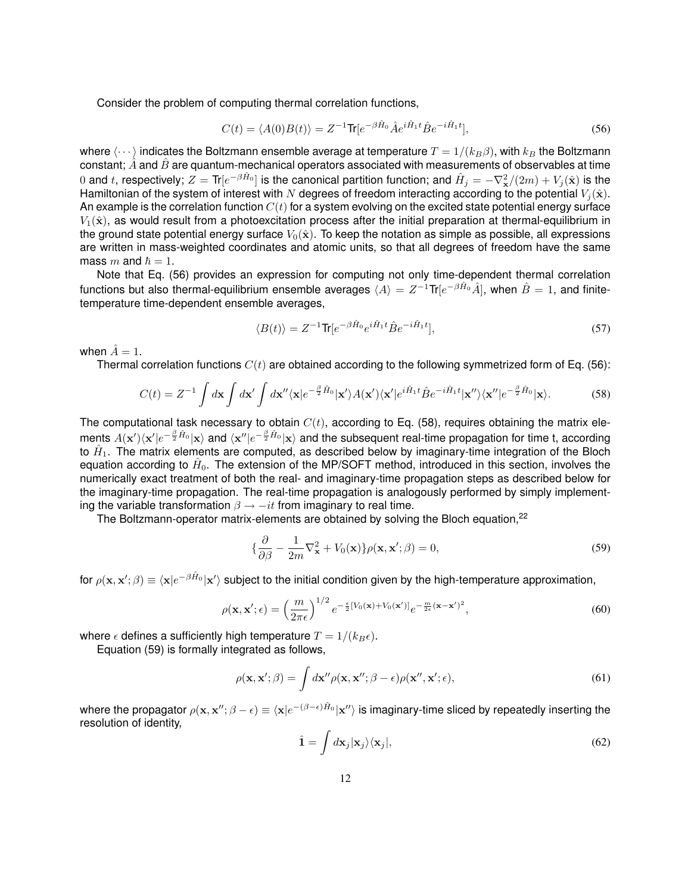Consider the problem of computing thermal correlation functions,

$$C(t) = \langle A(0)B(t)\rangle = Z^{-1}\text{Tr}[e^{-\beta\hat{H}_0}\hat{A}e^{i\hat{H}_1 t}\hat{B}e^{-i\hat{H}_1 t}], \tag{56}$$

where $\langle\cdots\rangle$ indicates the Boltzmann ensemble average at temperature $T = 1/(k_B\beta)$, with $k_B$ the Boltzmann constant; $\hat{A}$ and $\hat{B}$ are quantum-mechanical operators associated with measurements of observables at time 0 and $t$, respectively; $Z = \text{Tr}[e^{-\beta\hat{H}_0}]$ is the canonical partition function; and $\hat{H}_j = -\nabla_{\mathbf{x}}^2/(2m) + V_j(\hat{\mathbf{x}})$ is the Hamiltonian of the system of interest with $N$ degrees of freedom interacting according to the potential $V_j(\hat{\mathbf{x}})$. An example is the correlation function $C(t)$ for a system evolving on the excited state potential energy surface $V_1(\hat{\mathbf{x}})$, as would result from a photoexcitation process after the initial preparation at thermal-equilibrium in the ground state potential energy surface $V_0(\hat{\mathbf{x}})$. To keep the notation as simple as possible, all expressions are written in mass-weighted coordinates and atomic units, so that all degrees of freedom have the same mass $m$ and $\hbar = 1$.

Note that Eq. (56) provides an expression for computing not only time-dependent thermal correlation functions but also thermal-equilibrium ensemble averages $\langle A\rangle = Z^{-1}\text{Tr}[e^{-\beta\hat{H}_0}\hat{A}]$, when $\hat{B} = 1$, and finite-temperature time-dependent ensemble averages,

$$\langle B(t)\rangle = Z^{-1}\text{Tr}[e^{-\beta\hat{H}_0}e^{i\hat{H}_1 t}\hat{B}e^{-i\hat{H}_1 t}], \tag{57}$$

when $\hat{A} = 1$.

Thermal correlation functions $C(t)$ are obtained according to the following symmetrized form of Eq. (56):

$$C(t) = Z^{-1}\int d\mathbf{x}\int d\mathbf{x}'\int d\mathbf{x}''\langle\mathbf{x}|e^{-\frac{\beta}{2}\hat{H}_0}|\mathbf{x}'\rangle A(\mathbf{x}')\langle\mathbf{x}'|e^{i\hat{H}_1 t}\hat{B}e^{-i\hat{H}_1 t}|\mathbf{x}''\rangle\langle\mathbf{x}''|e^{-\frac{\beta}{2}\hat{H}_0}|\mathbf{x}\rangle. \tag{58}$$

The computational task necessary to obtain $C(t)$, according to Eq. (58), requires obtaining the matrix elements $A(\mathbf{x}')\langle\mathbf{x}'|e^{-\frac{\beta}{2}\hat{H}_0}|\mathbf{x}\rangle$ and $\langle\mathbf{x}''|e^{-\frac{\beta}{2}\hat{H}_0}|\mathbf{x}\rangle$ and the subsequent real-time propagation for time t, according to $\hat{H}_1$. The matrix elements are computed, as described below by imaginary-time integration of the Bloch equation according to $\hat{H}_0$. The extension of the MP/SOFT method, introduced in this section, involves the numerically exact treatment of both the real- and imaginary-time propagation steps as described below for the imaginary-time propagation. The real-time propagation is analogously performed by simply implementing the variable transformation $\beta \rightarrow -it$ from imaginary to real time.

The Boltzmann-operator matrix-elements are obtained by solving the Bloch equation,[22]

$$\{\frac{\partial}{\partial\beta} - \frac{1}{2m}\nabla_{\mathbf{x}}^2 + V_0(\mathbf{x})\}\rho(\mathbf{x},\mathbf{x}';\beta) = 0, \tag{59}$$

for $\rho(\mathbf{x},\mathbf{x}';\beta) \equiv \langle\mathbf{x}|e^{-\beta\hat{H}_0}|\mathbf{x}'\rangle$ subject to the initial condition given by the high-temperature approximation,

$$\rho(\mathbf{x},\mathbf{x}';\epsilon) = \left(\frac{m}{2\pi\epsilon}\right)^{1/2} e^{-\frac{\epsilon}{2}[V_0(\mathbf{x})+V_0(\mathbf{x}')]}e^{-\frac{m}{2\epsilon}(\mathbf{x}-\mathbf{x}')^2}, \tag{60}$$

where $\epsilon$ defines a sufficiently high temperature $T = 1/(k_B\epsilon)$.

Equation (59) is formally integrated as follows,

$$\rho(\mathbf{x},\mathbf{x}';\beta) = \int d\mathbf{x}''\rho(\mathbf{x},\mathbf{x}'';\beta-\epsilon)\rho(\mathbf{x}'',\mathbf{x}';\epsilon), \tag{61}$$

where the propagator $\rho(\mathbf{x},\mathbf{x}'';\beta-\epsilon) \equiv \langle\mathbf{x}|e^{-(\beta-\epsilon)\hat{H}_0}|\mathbf{x}''\rangle$ is imaginary-time sliced by repeatedly inserting the resolution of identity,

$$\hat{\mathbf{1}} = \int d\mathbf{x}_j|\mathbf{x}_j\rangle\langle\mathbf{x}_j|, \tag{62}$$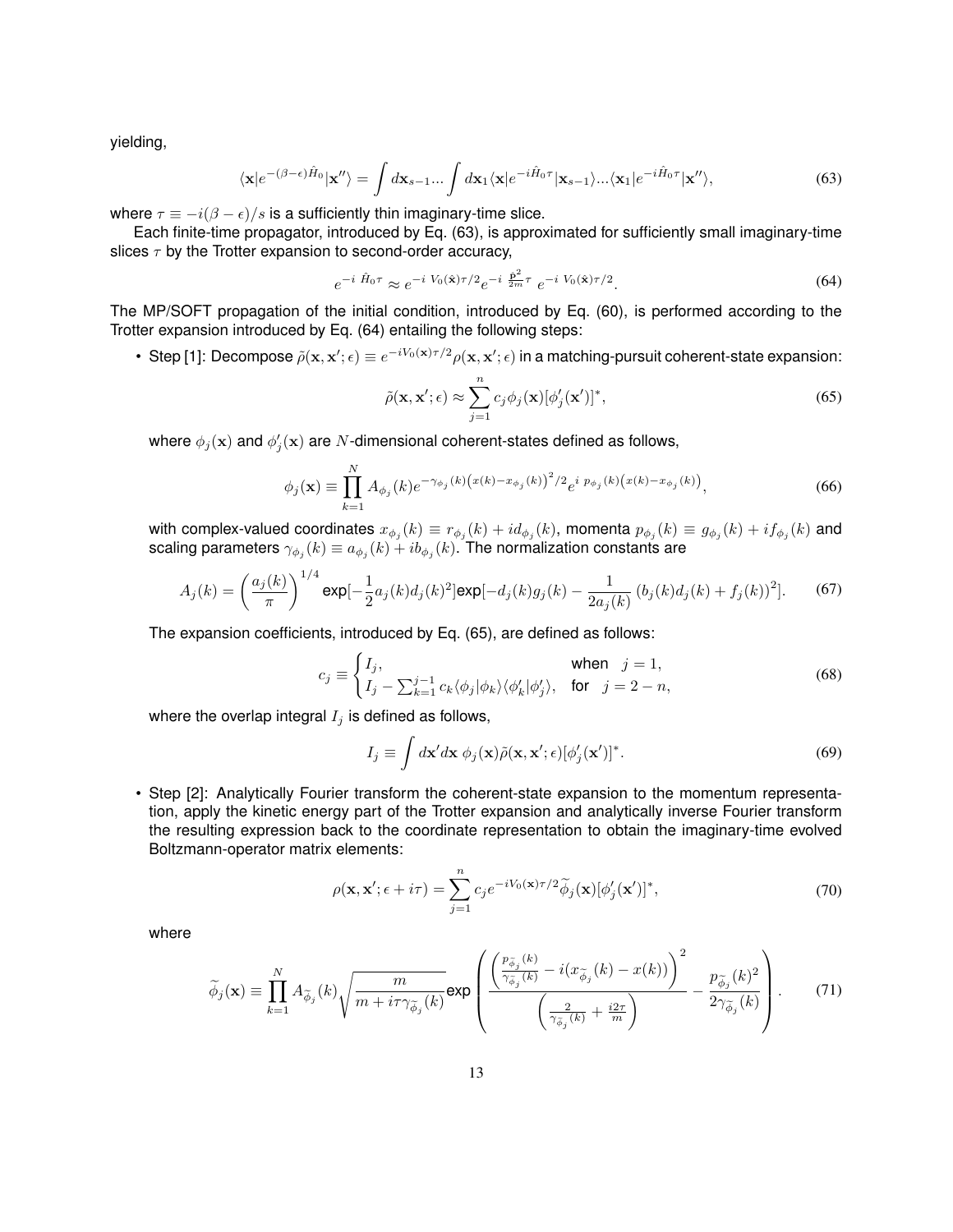yielding,

$$\langle \mathbf{x}|e^{-(\beta-\epsilon)\hat{H}_0}|\mathbf{x}''\rangle = \int d\mathbf{x}_{s-1}... \int d\mathbf{x}_1 \langle \mathbf{x}|e^{-i\hat{H}_0\tau}|\mathbf{x}_{s-1}\rangle ... \langle \mathbf{x}_1|e^{-i\hat{H}_0\tau}|\mathbf{x}''\rangle, \tag{63}$$

where $\tau \equiv -i(\beta - \epsilon)/s$ is a sufficiently thin imaginary-time slice.

Each finite-time propagator, introduced by Eq. (63), is approximated for sufficiently small imaginary-time slices $\tau$ by the Trotter expansion to second-order accuracy,

$$e^{-i\ \hat{H}_0\tau} \approx e^{-i\ V_0(\hat{\mathbf{x}})\tau/2} e^{-i\ \frac{\hat{\mathbf{p}}^2}{2m}\tau}\ e^{-i\ V_0(\hat{\mathbf{x}})\tau/2}. \tag{64}$$

The MP/SOFT propagation of the initial condition, introduced by Eq. (60), is performed according to the Trotter expansion introduced by Eq. (64) entailing the following steps:

- Step [1]: Decompose $\tilde{\rho}(\mathbf{x}, \mathbf{x}'; \epsilon) \equiv e^{-iV_0(\mathbf{x})\tau/2}\rho(\mathbf{x}, \mathbf{x}'; \epsilon)$ in a matching-pursuit coherent-state expansion:

$$\tilde{\rho}(\mathbf{x}, \mathbf{x}'; \epsilon) \approx \sum_{j=1}^{n} c_j \phi_j(\mathbf{x})[\phi_j'(\mathbf{x}')]^*, \tag{65}$$

where $\phi_j(\mathbf{x})$ and $\phi_j'(\mathbf{x})$ are $N$-dimensional coherent-states defined as follows,

$$\phi_j(\mathbf{x}) \equiv \prod_{k=1}^{N} A_{\phi_j}(k) e^{-\gamma_{\phi_j}(k)\left(x(k)-x_{\phi_j}(k)\right)^2/2} e^{i\ p_{\phi_j}(k)\left(x(k)-x_{\phi_j}(k)\right)}, \tag{66}$$

with complex-valued coordinates $x_{\phi_j}(k) \equiv r_{\phi_j}(k) + id_{\phi_j}(k)$, momenta $p_{\phi_j}(k) \equiv g_{\phi_j}(k) + if_{\phi_j}(k)$ and scaling parameters $\gamma_{\phi_j}(k) \equiv a_{\phi_j}(k) + ib_{\phi_j}(k)$. The normalization constants are

$$A_j(k) = \left(\frac{a_j(k)}{\pi}\right)^{1/4} \exp[-\frac{1}{2}a_j(k)d_j(k)^2] \exp[-d_j(k)g_j(k) - \frac{1}{2a_j(k)}\left(b_j(k)d_j(k) + f_j(k)\right)^2]. \tag{67}$$

The expansion coefficients, introduced by Eq. (65), are defined as follows:

$$c_j \equiv \begin{cases} I_j, & \text{when} \quad j = 1, \\ I_j - \sum_{k=1}^{j-1} c_k \langle \phi_j|\phi_k\rangle\langle \phi_k'|\phi_j'\rangle, & \text{for} \quad j = 2 - n, \end{cases} \tag{68}$$

where the overlap integral $I_j$ is defined as follows,

$$I_j \equiv \int d\mathbf{x}' d\mathbf{x}\ \phi_j(\mathbf{x})\tilde{\rho}(\mathbf{x}, \mathbf{x}'; \epsilon)[\phi_j'(\mathbf{x}')]^*. \tag{69}$$

- Step [2]: Analytically Fourier transform the coherent-state expansion to the momentum representation, apply the kinetic energy part of the Trotter expansion and analytically inverse Fourier transform the resulting expression back to the coordinate representation to obtain the imaginary-time evolved Boltzmann-operator matrix elements:

$$\rho(\mathbf{x}, \mathbf{x}'; \epsilon + i\tau) = \sum_{j=1}^{n} c_j e^{-iV_0(\mathbf{x})\tau/2} \widetilde{\phi}_j(\mathbf{x})[\phi_j'(\mathbf{x}')]^*, \tag{70}$$

where

$$\widetilde{\phi}_j(\mathbf{x}) \equiv \prod_{k=1}^{N} A_{\tilde{\phi}_j}(k) \sqrt{\frac{m}{m + i\tau\gamma_{\tilde{\phi}_j}(k)}} \exp\left( \frac{\left(\frac{p_{\tilde{\phi}_j}(k)}{\gamma_{\tilde{\phi}_j}(k)} - i(x_{\tilde{\phi}_j}(k) - x(k))\right)^2}{\left(\frac{2}{\gamma_{\tilde{\phi}_j}(k)} + \frac{i2\tau}{m}\right)} - \frac{p_{\tilde{\phi}_j}(k)^2}{2\gamma_{\tilde{\phi}_j}(k)} \right). \tag{71}$$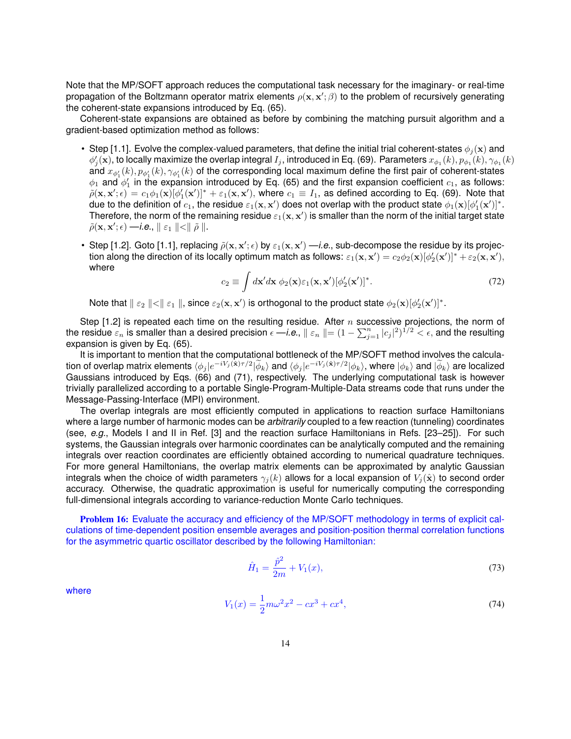Note that the MP/SOFT approach reduces the computational task necessary for the imaginary- or real-time propagation of the Boltzmann operator matrix elements $\rho(\mathbf{x}, \mathbf{x}'; \beta)$ to the problem of recursively generating the coherent-state expansions introduced by Eq. (65).

Coherent-state expansions are obtained as before by combining the matching pursuit algorithm and a gradient-based optimization method as follows:

- Step [1.1]. Evolve the complex-valued parameters, that define the initial trial coherent-states $\phi_j(\mathbf{x})$ and $\phi'_j(\mathbf{x})$, to locally maximize the overlap integral $I_j$, introduced in Eq. (69). Parameters $x_{\phi_1}(k), p_{\phi_1}(k), \gamma_{\phi_1}(k)$ and $x_{\phi'_1}(k), p_{\phi'_1}(k), \gamma_{\phi'_1}(k)$ of the corresponding local maximum define the first pair of coherent-states $\phi_1$ and $\phi'_1$ in the expansion introduced by Eq. (65) and the first expansion coefficient $c_1$, as follows: $\tilde{\rho}(\mathbf{x}, \mathbf{x}'; \epsilon) = c_1\phi_1(\mathbf{x})[\phi'_1(\mathbf{x}')]^* + \varepsilon_1(\mathbf{x}, \mathbf{x}')$, where $c_1 \equiv I_1$, as defined according to Eq. (69). Note that due to the definition of $c_1$, the residue $\varepsilon_1(\mathbf{x}, \mathbf{x}')$ does not overlap with the product state $\phi_1(\mathbf{x})[\phi'_1(\mathbf{x}')]^*$. Therefore, the norm of the remaining residue $\varepsilon_1(\mathbf{x}, \mathbf{x}')$ is smaller than the norm of the initial target state $\tilde{\rho}(\mathbf{x}, \mathbf{x}'; \epsilon)$ —*i.e.*, $\parallel \varepsilon_1 \parallel < \parallel \tilde{\rho} \parallel$.

- Step [1.2]. Goto [1.1], replacing $\tilde{\rho}(\mathbf{x}, \mathbf{x}'; \epsilon)$ by $\varepsilon_1(\mathbf{x}, \mathbf{x}')$ —*i.e.*, sub-decompose the residue by its projection along the direction of its locally optimum match as follows: $\varepsilon_1(\mathbf{x}, \mathbf{x}') = c_2\phi_2(\mathbf{x})[\phi'_2(\mathbf{x}')]^* + \varepsilon_2(\mathbf{x}, \mathbf{x}')$, where

$$c_2 \equiv \int d\mathbf{x}' d\mathbf{x} \; \phi_2(\mathbf{x})\varepsilon_1(\mathbf{x}, \mathbf{x}')[\phi'_2(\mathbf{x}')]^*. \tag{72}$$

  Note that $\parallel \varepsilon_2 \parallel < \parallel \varepsilon_1 \parallel$, since $\varepsilon_2(\mathbf{x}, \mathbf{x}')$ is orthogonal to the product state $\phi_2(\mathbf{x})[\phi'_2(\mathbf{x}')]^*$.

Step [1.2] is repeated each time on the resulting residue. After $n$ successive projections, the norm of the residue $\varepsilon_n$ is smaller than a desired precision $\epsilon$ —*i.e.*, $\parallel \varepsilon_n \parallel = (1 - \sum_{j=1}^{n} |c_j|^2)^{1/2} < \epsilon$, and the resulting expansion is given by Eq. (65).

It is important to mention that the computational bottleneck of the MP/SOFT method involves the calculation of overlap matrix elements $\langle\phi_j|e^{-iV_j(\hat{\mathbf{x}})\tau/2}|\widetilde{\phi}_k\rangle$ and $\langle\phi_j|e^{-iV_j(\hat{\mathbf{x}})\tau/2}|\phi_k\rangle$, where $|\phi_k\rangle$ and $|\widetilde{\phi}_k\rangle$ are localized Gaussians introduced by Eqs. (66) and (71), respectively. The underlying computational task is however trivially parallelized according to a portable Single-Program-Multiple-Data streams code that runs under the Message-Passing-Interface (MPI) environment.

The overlap integrals are most efficiently computed in applications to reaction surface Hamiltonians where a large number of harmonic modes can be *arbitrarily* coupled to a few reaction (tunneling) coordinates (see, *e.g.*, Models I and II in Ref. [3] and the reaction surface Hamiltonians in Refs. [23–25]). For such systems, the Gaussian integrals over harmonic coordinates can be analytically computed and the remaining integrals over reaction coordinates are efficiently obtained according to numerical quadrature techniques. For more general Hamiltonians, the overlap matrix elements can be approximated by analytic Gaussian integrals when the choice of width parameters $\gamma_j(k)$ allows for a local expansion of $V_j(\hat{\mathbf{x}})$ to second order accuracy. Otherwise, the quadratic approximation is useful for numerically computing the corresponding full-dimensional integrals according to variance-reduction Monte Carlo techniques.

**Problem 16:** Evaluate the accuracy and efficiency of the MP/SOFT methodology in terms of explicit calculations of time-dependent position ensemble averages and position-position thermal correlation functions for the asymmetric quartic oscillator described by the following Hamiltonian:

$$\hat{H}_1 = \frac{\hat{p}^2}{2m} + V_1(x), \tag{73}$$

where

$$V_1(x) = \frac{1}{2}m\omega^2 x^2 - cx^3 + cx^4, \tag{74}$$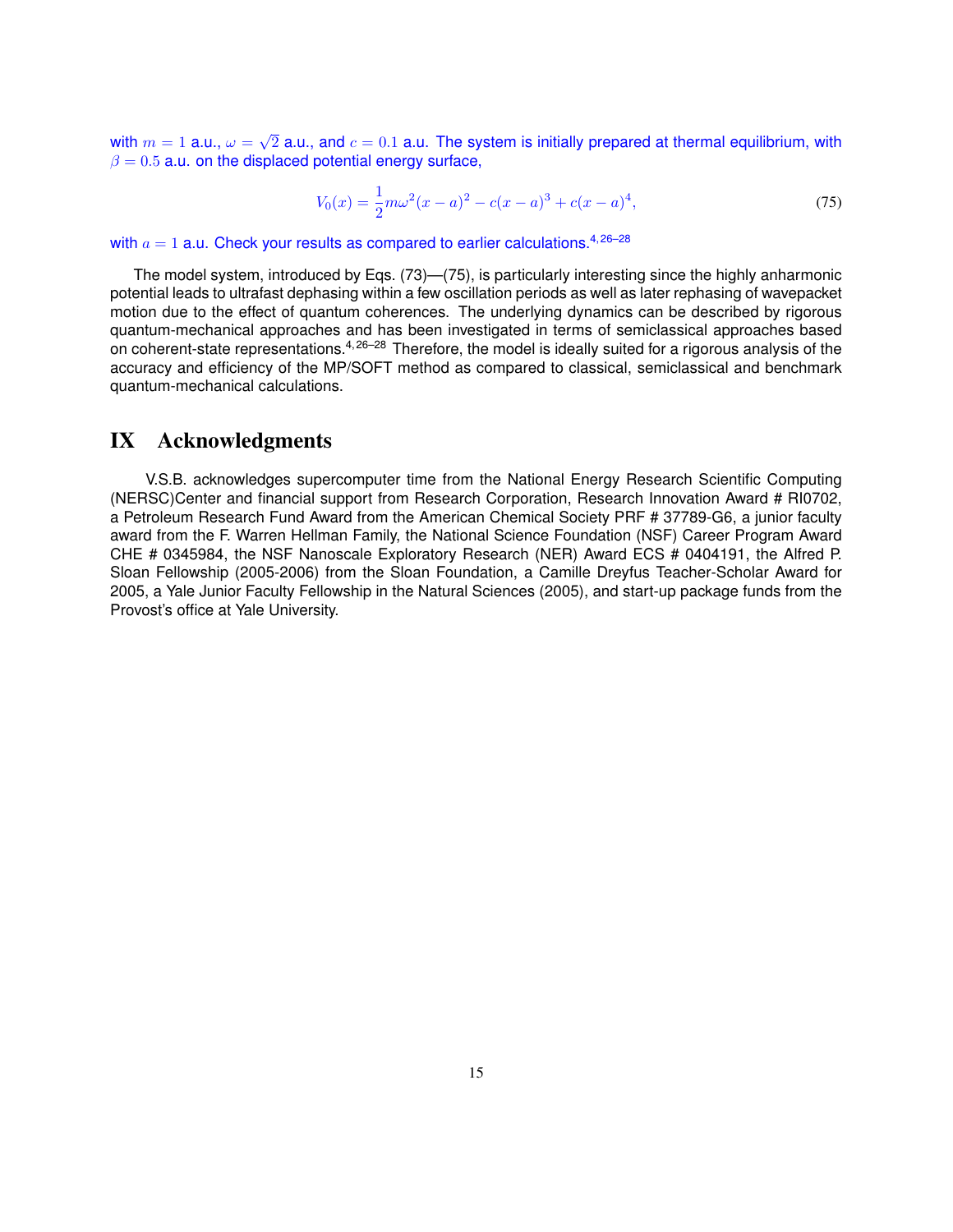with $m = 1$ a.u., $\omega = \sqrt{2}$ a.u., and $c = 0.1$ a.u. The system is initially prepared at thermal equilibrium, with $\beta = 0.5$ a.u. on the displaced potential energy surface,

$$V_0(x) = \frac{1}{2}m\omega^2(x-a)^2 - c(x-a)^3 + c(x-a)^4, \tag{75}$$

with $a = 1$ a.u. Check your results as compared to earlier calculations.[4,26–28]

The model system, introduced by Eqs. (73)—(75), is particularly interesting since the highly anharmonic potential leads to ultrafast dephasing within a few oscillation periods as well as later rephasing of wavepacket motion due to the effect of quantum coherences. The underlying dynamics can be described by rigorous quantum-mechanical approaches and has been investigated in terms of semiclassical approaches based on coherent-state representations.[4,26–28] Therefore, the model is ideally suited for a rigorous analysis of the accuracy and efficiency of the MP/SOFT method as compared to classical, semiclassical and benchmark quantum-mechanical calculations.

# IX Acknowledgments

V.S.B. acknowledges supercomputer time from the National Energy Research Scientific Computing (NERSC)Center and financial support from Research Corporation, Research Innovation Award # RI0702, a Petroleum Research Fund Award from the American Chemical Society PRF # 37789-G6, a junior faculty award from the F. Warren Hellman Family, the National Science Foundation (NSF) Career Program Award CHE # 0345984, the NSF Nanoscale Exploratory Research (NER) Award ECS # 0404191, the Alfred P. Sloan Fellowship (2005-2006) from the Sloan Foundation, a Camille Dreyfus Teacher-Scholar Award for 2005, a Yale Junior Faculty Fellowship in the Natural Sciences (2005), and start-up package funds from the Provost's office at Yale University.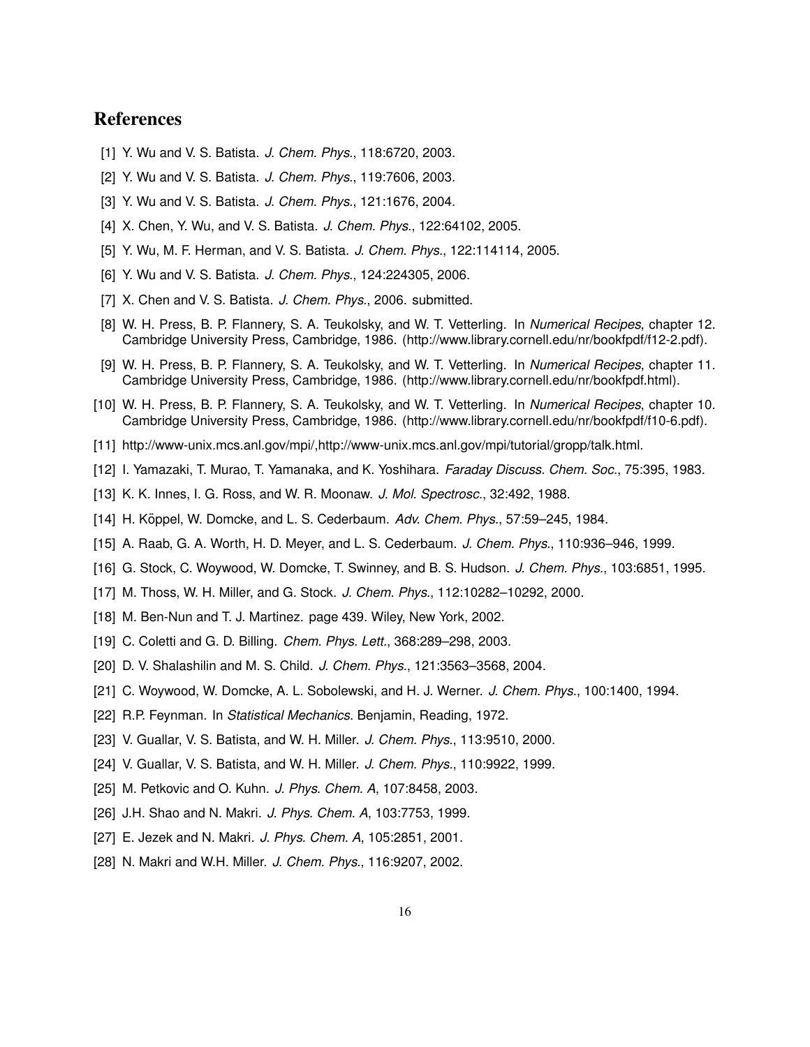## References

[1] Y. Wu and V. S. Batista. *J. Chem. Phys.*, 118:6720, 2003.

[2] Y. Wu and V. S. Batista. *J. Chem. Phys.*, 119:7606, 2003.

[3] Y. Wu and V. S. Batista. *J. Chem. Phys.*, 121:1676, 2004.

[4] X. Chen, Y. Wu, and V. S. Batista. *J. Chem. Phys.*, 122:64102, 2005.

[5] Y. Wu, M. F. Herman, and V. S. Batista. *J. Chem. Phys.*, 122:114114, 2005.

[6] Y. Wu and V. S. Batista. *J. Chem. Phys.*, 124:224305, 2006.

[7] X. Chen and V. S. Batista. *J. Chem. Phys.*, 2006. submitted.

[8] W. H. Press, B. P. Flannery, S. A. Teukolsky, and W. T. Vetterling. In *Numerical Recipes*, chapter 12. Cambridge University Press, Cambridge, 1986. (http://www.library.cornell.edu/nr/bookfpdf/f12-2.pdf).

[9] W. H. Press, B. P. Flannery, S. A. Teukolsky, and W. T. Vetterling. In *Numerical Recipes*, chapter 11. Cambridge University Press, Cambridge, 1986. (http://www.library.cornell.edu/nr/bookfpdf.html).

[10] W. H. Press, B. P. Flannery, S. A. Teukolsky, and W. T. Vetterling. In *Numerical Recipes*, chapter 10. Cambridge University Press, Cambridge, 1986. (http://www.library.cornell.edu/nr/bookfpdf/f10-6.pdf).

[11] http://www-unix.mcs.anl.gov/mpi/,http://www-unix.mcs.anl.gov/mpi/tutorial/gropp/talk.html.

[12] I. Yamazaki, T. Murao, T. Yamanaka, and K. Yoshihara. *Faraday Discuss. Chem. Soc.*, 75:395, 1983.

[13] K. K. Innes, I. G. Ross, and W. R. Moonaw. *J. Mol. Spectrosc.*, 32:492, 1988.

[14] H. Köppel, W. Domcke, and L. S. Cederbaum. *Adv. Chem. Phys.*, 57:59–245, 1984.

[15] A. Raab, G. A. Worth, H. D. Meyer, and L. S. Cederbaum. *J. Chem. Phys.*, 110:936–946, 1999.

[16] G. Stock, C. Woywood, W. Domcke, T. Swinney, and B. S. Hudson. *J. Chem. Phys.*, 103:6851, 1995.

[17] M. Thoss, W. H. Miller, and G. Stock. *J. Chem. Phys.*, 112:10282–10292, 2000.

[18] M. Ben-Nun and T. J. Martinez. page 439. Wiley, New York, 2002.

[19] C. Coletti and G. D. Billing. *Chem. Phys. Lett.*, 368:289–298, 2003.

[20] D. V. Shalashilin and M. S. Child. *J. Chem. Phys.*, 121:3563–3568, 2004.

[21] C. Woywood, W. Domcke, A. L. Sobolewski, and H. J. Werner. *J. Chem. Phys.*, 100:1400, 1994.

[22] R.P. Feynman. In *Statistical Mechanics*. Benjamin, Reading, 1972.

[23] V. Guallar, V. S. Batista, and W. H. Miller. *J. Chem. Phys.*, 113:9510, 2000.

[24] V. Guallar, V. S. Batista, and W. H. Miller. *J. Chem. Phys.*, 110:9922, 1999.

[25] M. Petkovic and O. Kuhn. *J. Phys. Chem. A*, 107:8458, 2003.

[26] J.H. Shao and N. Makri. *J. Phys. Chem. A*, 103:7753, 1999.

[27] E. Jezek and N. Makri. *J. Phys. Chem. A*, 105:2851, 2001.

[28] N. Makri and W.H. Miller. *J. Chem. Phys.*, 116:9207, 2002.